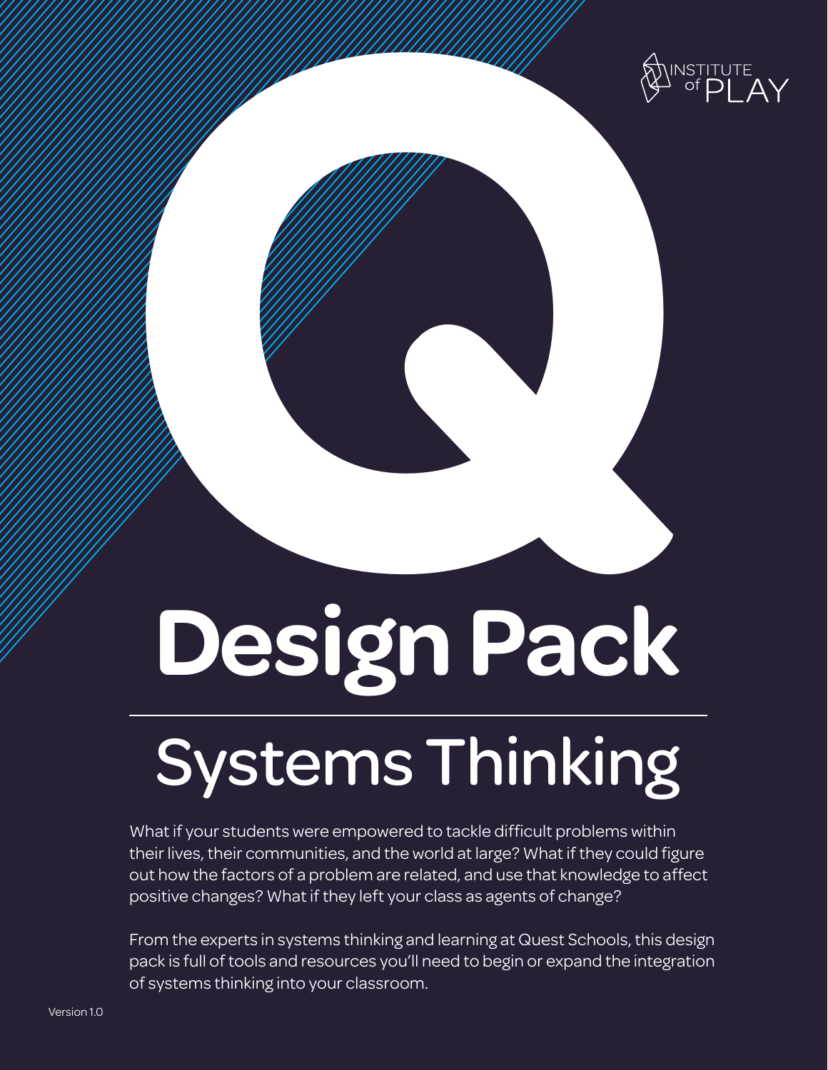INSTITUTE of PLAY

# Q Design Pack

## Systems Thinking

What if your students were empowered to tackle difficult problems within their lives, their communities, and the world at large? What if they could figure out how the factors of a problem are related, and use that knowledge to affect positive changes? What if they left your class as agents of change?

From the experts in systems thinking and learning at Quest Schools, this design pack is full of tools and resources you'll need to begin or expand the integration of systems thinking into your classroom.

Version 1.0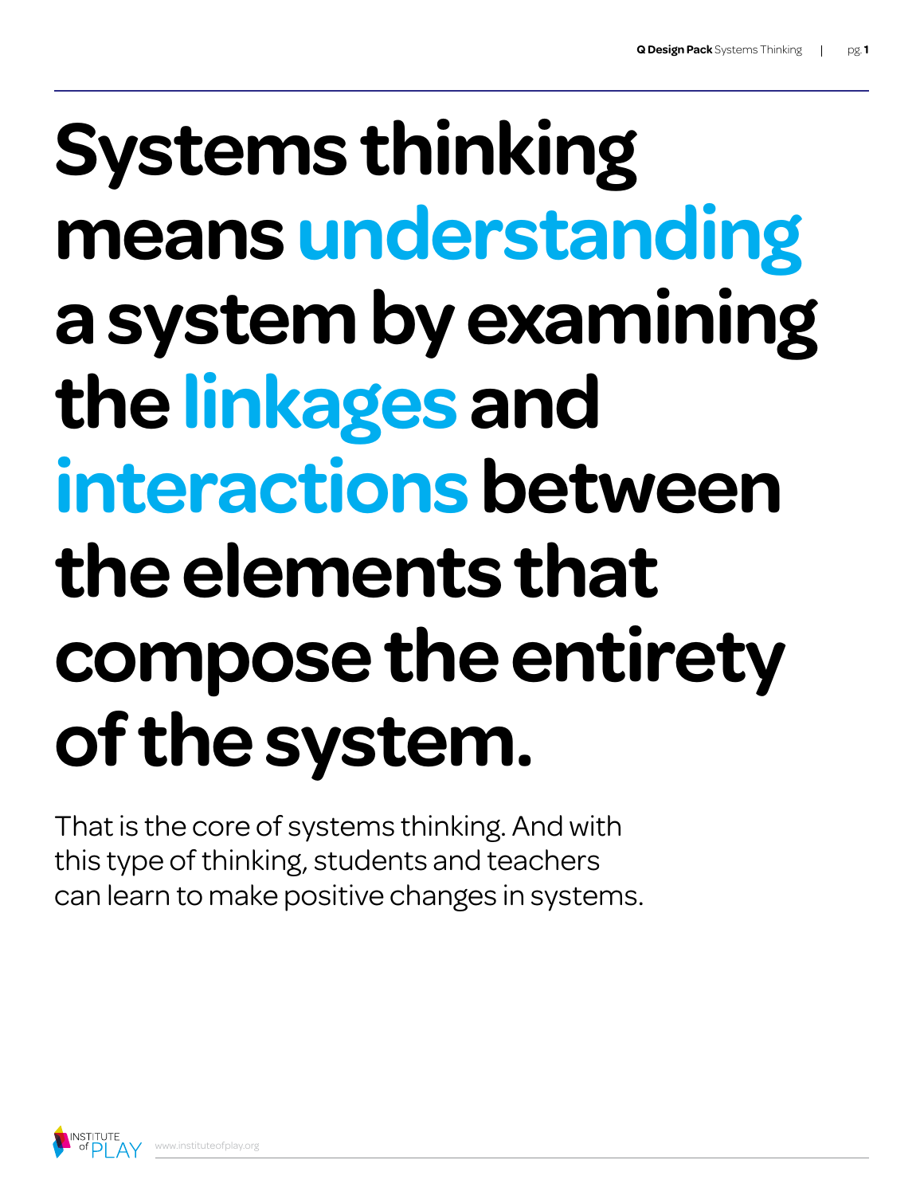# Systems thinking means understanding a system by examining the linkages and interactions between the elements that compose the entirety of the system.

That is the core of systems thinking. And with this type of thinking, students and teachers can learn to make positive changes in systems.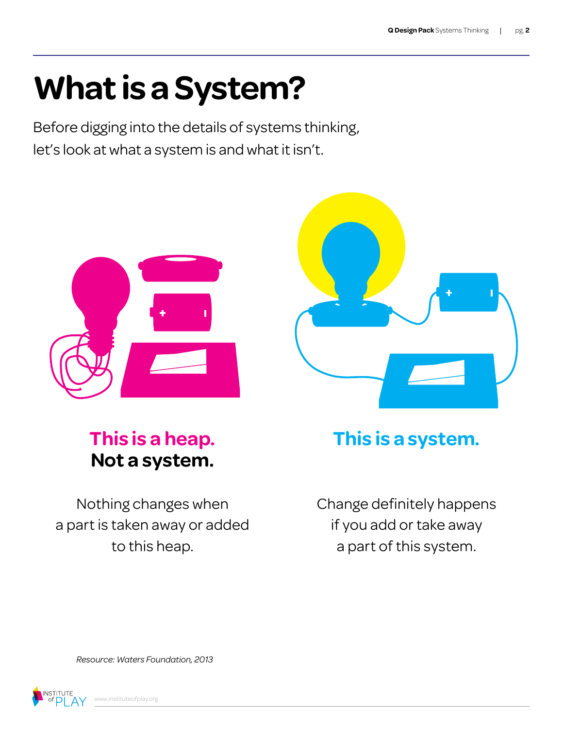# What is a System?

Before digging into the details of systems thinking, let's look at what a system is and what it isn't.

**This is a heap. Not a system.**

Nothing changes when a part is taken away or added to this heap.

**This is a system.**

Change definitely happens if you add or take away a part of this system.

*Resource: Waters Foundation, 2013*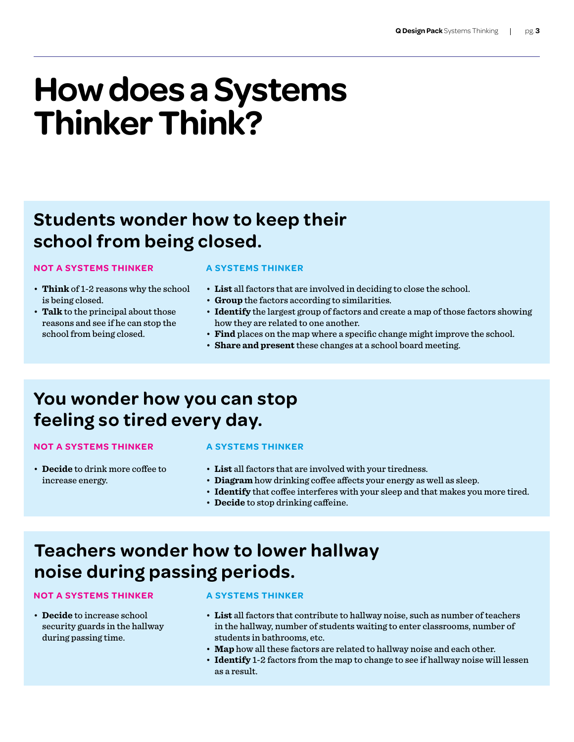# How does a Systems Thinker Think?

## Students wonder how to keep their school from being closed.

**NOT A SYSTEMS THINKER**

- **Think** of 1-2 reasons why the school is being closed.
- **Talk** to the principal about those reasons and see if he can stop the school from being closed.

**A SYSTEMS THINKER**

- **List** all factors that are involved in deciding to close the school.
- **Group** the factors according to similarities.
- **Identify** the largest group of factors and create a map of those factors showing how they are related to one another.
- **Find** places on the map where a specific change might improve the school.
- **Share and present** these changes at a school board meeting.

## You wonder how you can stop feeling so tired every day.

**NOT A SYSTEMS THINKER**

- **Decide** to drink more coffee to increase energy.

**A SYSTEMS THINKER**

- **List** all factors that are involved with your tiredness.
- **Diagram** how drinking coffee affects your energy as well as sleep.
- **Identify** that coffee interferes with your sleep and that makes you more tired.
- **Decide** to stop drinking caffeine.

## Teachers wonder how to lower hallway noise during passing periods.

**NOT A SYSTEMS THINKER**

- **Decide** to increase school security guards in the hallway during passing time.

**A SYSTEMS THINKER**

- **List** all factors that contribute to hallway noise, such as number of teachers in the hallway, number of students waiting to enter classrooms, number of students in bathrooms, etc.
- **Map** how all these factors are related to hallway noise and each other.
- **Identify** 1-2 factors from the map to change to see if hallway noise will lessen as a result.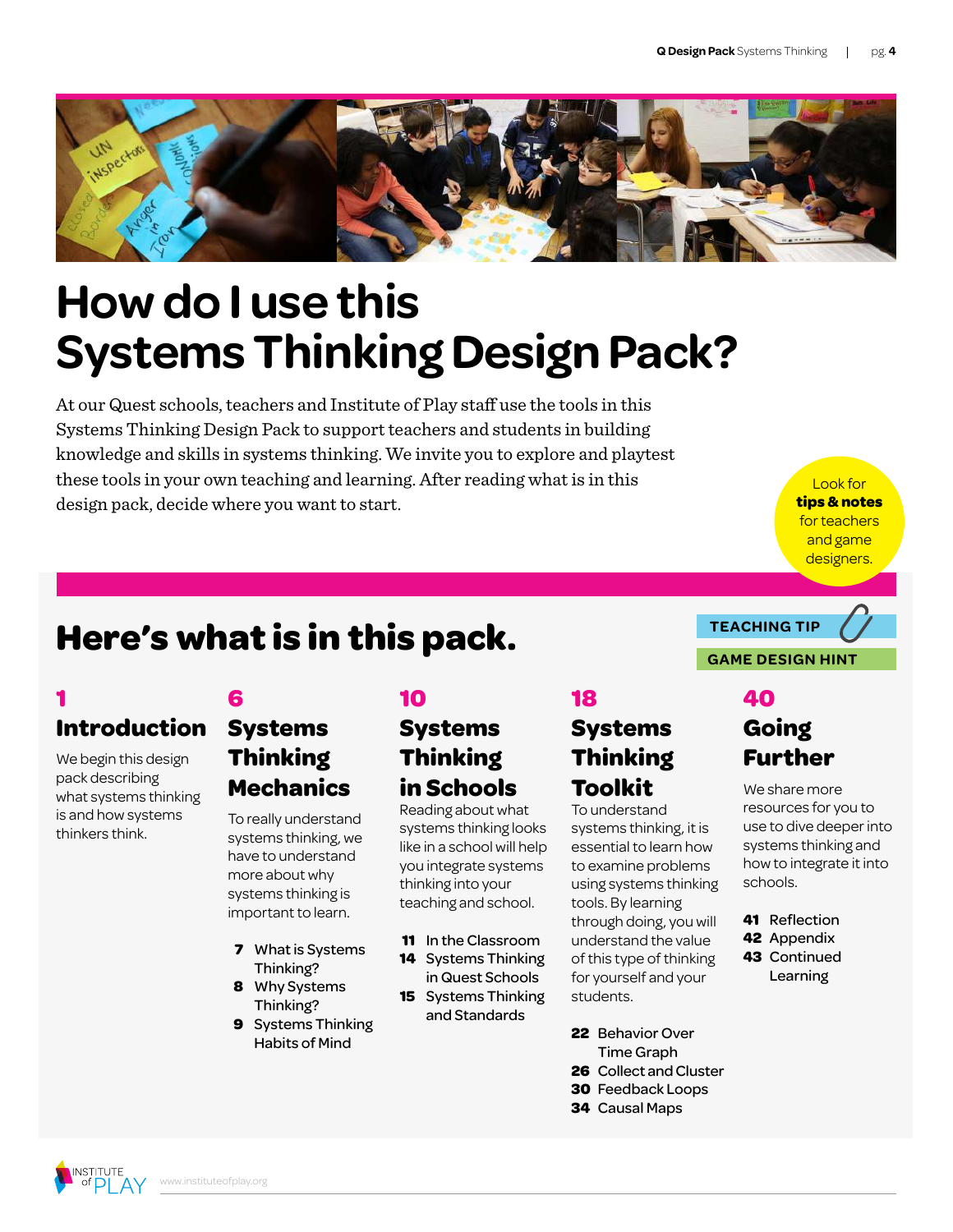# How do I use this Systems Thinking Design Pack?

At our Quest schools, teachers and Institute of Play staff use the tools in this Systems Thinking Design Pack to support teachers and students in building knowledge and skills in systems thinking. We invite you to explore and playtest these tools in your own teaching and learning. After reading what is in this design pack, decide where you want to start.

Look for **tips & notes** for teachers and game designers.

**TEACHING TIP**

**GAME DESIGN HINT**

## Here's what is in this pack.

### 1 Introduction

We begin this design pack describing what systems thinking is and how systems thinkers think.

### 6 Systems Thinking Mechanics

To really understand systems thinking, we have to understand more about why systems thinking is important to learn.

- **7** What is Systems Thinking?
- **8** Why Systems Thinking?
- **9** Systems Thinking Habits of Mind

### 10 Systems Thinking in Schools

Reading about what systems thinking looks like in a school will help you integrate systems thinking into your teaching and school.

- **11** In the Classroom
- **14** Systems Thinking in Quest Schools
- **15** Systems Thinking and Standards

### 18 Systems Thinking Toolkit

To understand systems thinking, it is essential to learn how to examine problems using systems thinking tools. By learning through doing, you will understand the value of this type of thinking for yourself and your students.

- **22** Behavior Over Time Graph
- **26** Collect and Cluster
- **30** Feedback Loops
- **34** Causal Maps

### 40 Going Further

We share more resources for you to use to dive deeper into systems thinking and how to integrate it into schools.

- **41** Reflection
- **42** Appendix
- **43** Continued Learning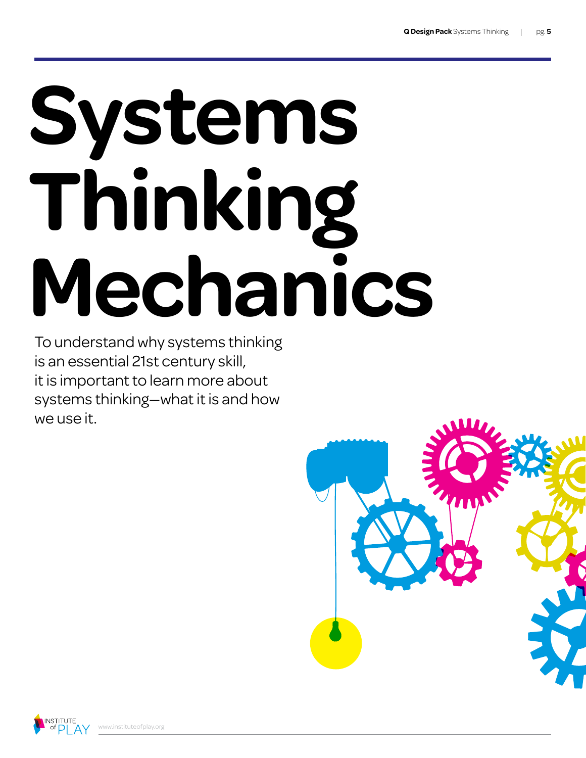# Systems Thinking Mechanics

To understand why systems thinking is an essential 21st century skill, it is important to learn more about systems thinking—what it is and how we use it.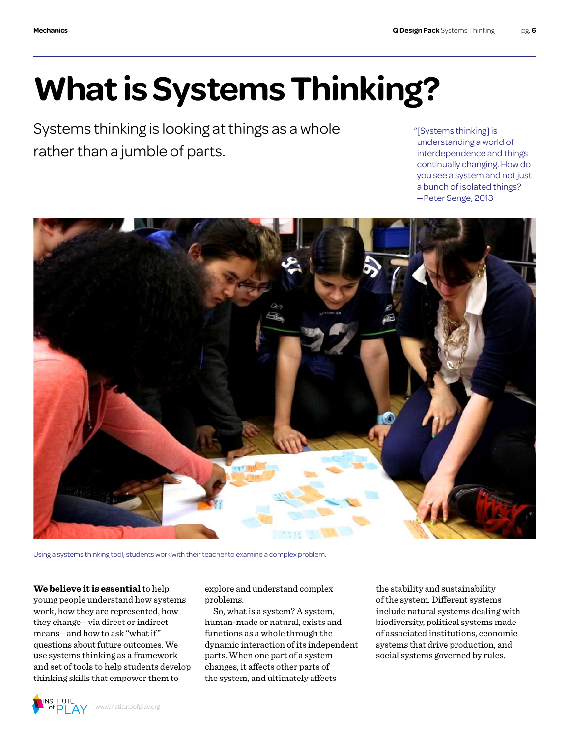# What is Systems Thinking?

Systems thinking is looking at things as a whole rather than a jumble of parts.

"[Systems thinking] is understanding a world of interdependence and things continually changing. How do you see a system and not just a bunch of isolated things?
—Peter Senge, 2013

Using a systems thinking tool, students work with their teacher to examine a complex problem.

**We believe it is essential** to help young people understand how systems work, how they are represented, how they change—via direct or indirect means—and how to ask "what if" questions about future outcomes. We use systems thinking as a framework and set of tools to help students develop thinking skills that empower them to explore and understand complex problems.

So, what is a system? A system, human-made or natural, exists and functions as a whole through the dynamic interaction of its independent parts. When one part of a system changes, it affects other parts of the system, and ultimately affects the stability and sustainability of the system. Different systems include natural systems dealing with biodiversity, political systems made of associated institutions, economic systems that drive production, and social systems governed by rules.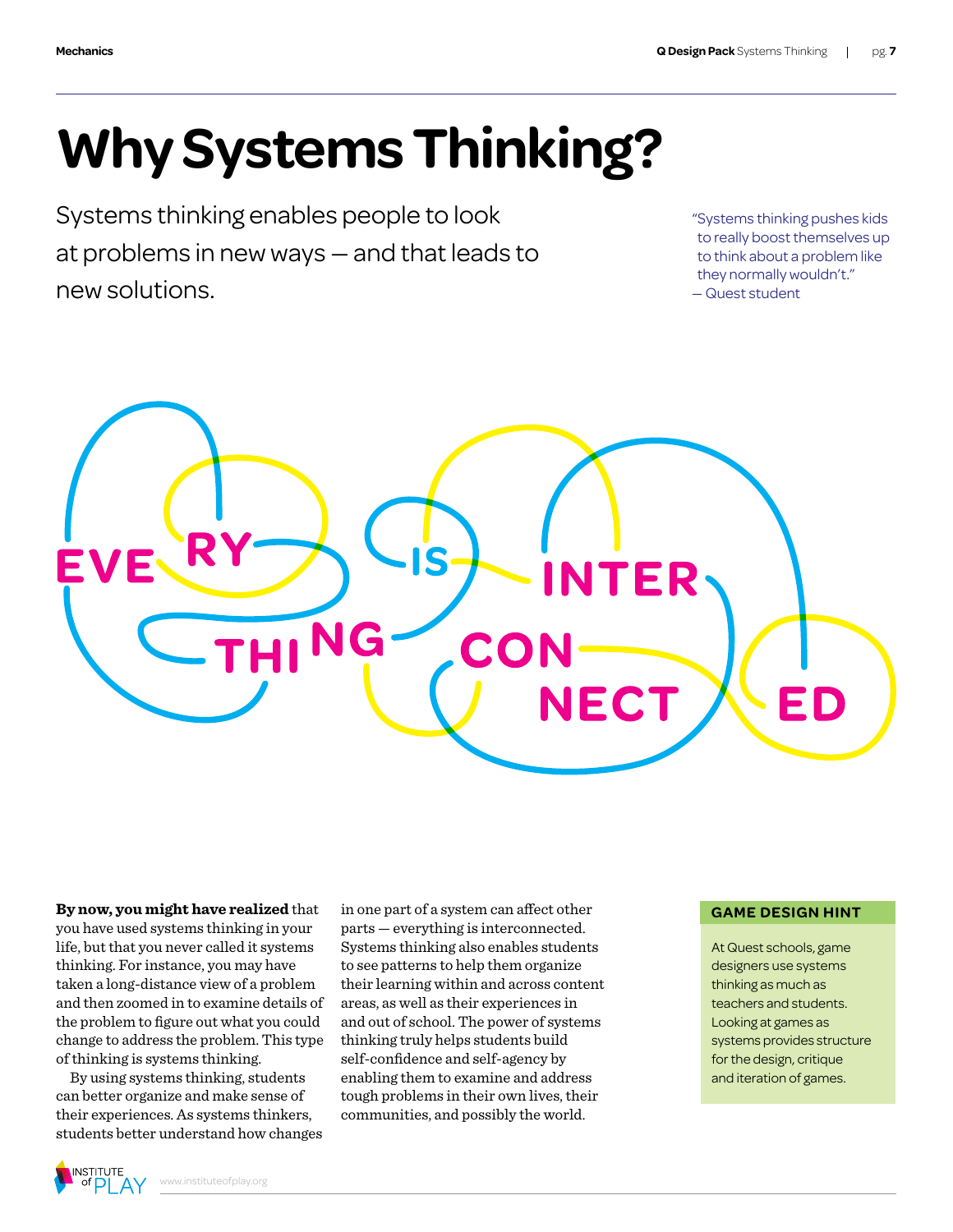# Why Systems Thinking?

Systems thinking enables people to look at problems in new ways — and that leads to new solutions.

"Systems thinking pushes kids to really boost themselves up to think about a problem like they normally wouldn't."
— Quest student

EVERYTHING IS INTERCONNECTED

**By now, you might have realized** that you have used systems thinking in your life, but that you never called it systems thinking. For instance, you may have taken a long-distance view of a problem and then zoomed in to examine details of the problem to figure out what you could change to address the problem. This type of thinking is systems thinking.

By using systems thinking, students can better organize and make sense of their experiences. As systems thinkers, students better understand how changes in one part of a system can affect other parts — everything is interconnected. Systems thinking also enables students to see patterns to help them organize their learning within and across content areas, as well as their experiences in and out of school. The power of systems thinking truly helps students build self-confidence and self-agency by enabling them to examine and address tough problems in their own lives, their communities, and possibly the world.

### GAME DESIGN HINT

At Quest schools, game designers use systems thinking as much as teachers and students. Looking at games as systems provides structure for the design, critique and iteration of games.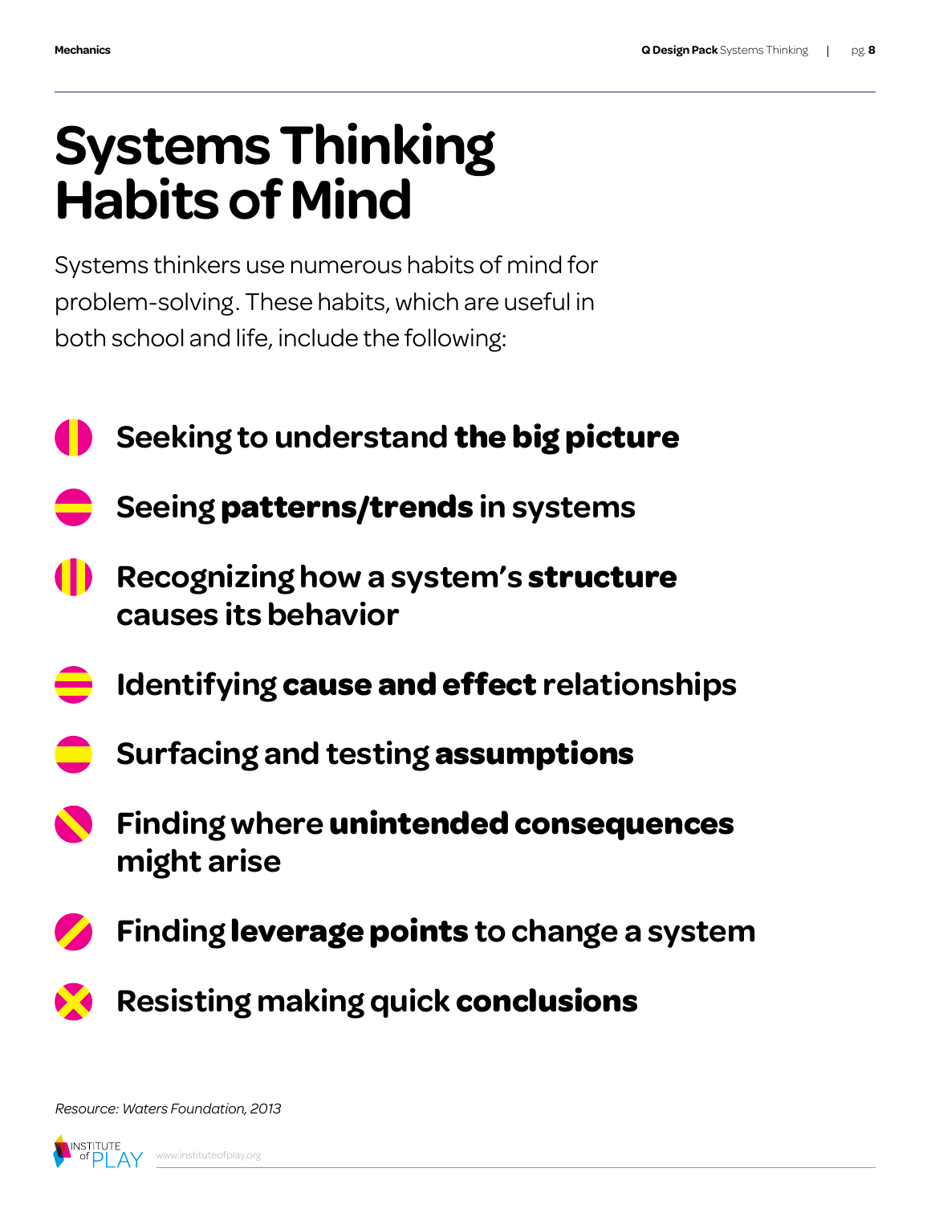# Systems Thinking Habits of Mind

Systems thinkers use numerous habits of mind for problem-solving. These habits, which are useful in both school and life, include the following:

- Seeking to understand **the big picture**
- Seeing **patterns/trends** in systems
- Recognizing how a system's **structure** causes its behavior
- Identifying **cause and effect** relationships
- Surfacing and testing **assumptions**
- Finding where **unintended consequences** might arise
- Finding **leverage points** to change a system
- Resisting making quick **conclusions**

*Resource: Waters Foundation, 2013*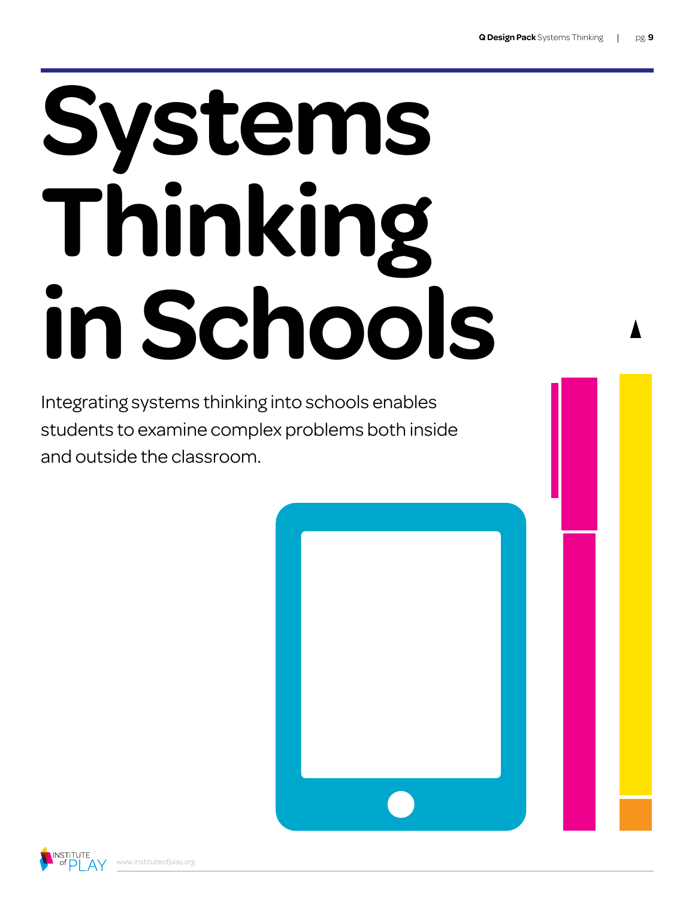# Systems Thinking in Schools

Integrating systems thinking into schools enables students to examine complex problems both inside and outside the classroom.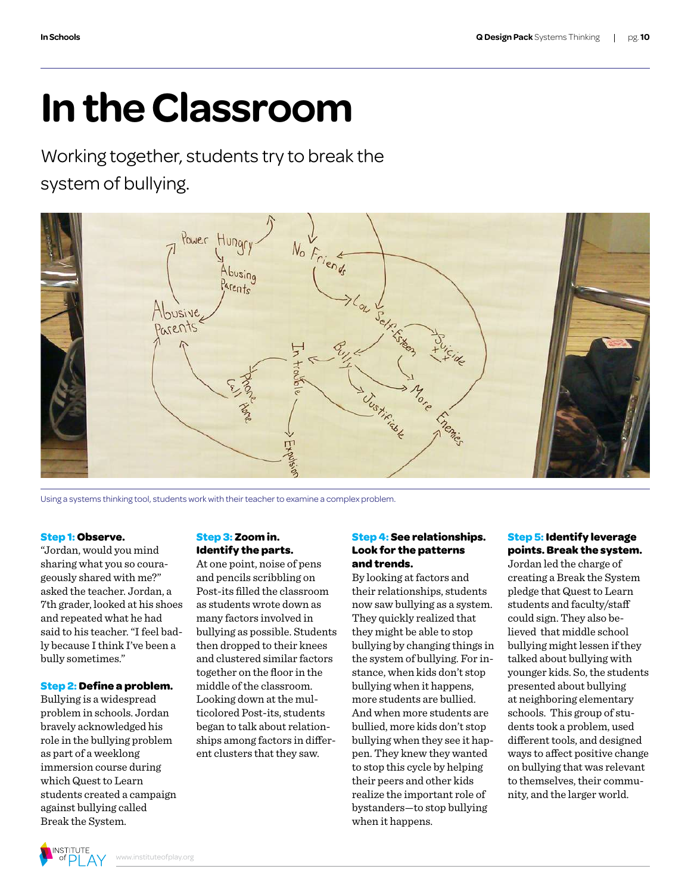# In the Classroom

Working together, students try to break the system of bullying.

Using a systems thinking tool, students work with their teacher to examine a complex problem.

**Step 1: Observe.**
"Jordan, would you mind sharing what you so courageously shared with me?" asked the teacher. Jordan, a 7th grader, looked at his shoes and repeated what he had said to his teacher. "I feel badly because I think I've been a bully sometimes."

**Step 2: Define a problem.**
Bullying is a widespread problem in schools. Jordan bravely acknowledged his role in the bullying problem as part of a weeklong immersion course during which Quest to Learn students created a campaign against bullying called Break the System.

**Step 3: Zoom in. Identify the parts.**
At one point, noise of pens and pencils scribbling on Post-its filled the classroom as students wrote down as many factors involved in bullying as possible. Students then dropped to their knees and clustered similar factors together on the floor in the middle of the classroom. Looking down at the multicolored Post-its, students began to talk about relationships among factors in different clusters that they saw.

**Step 4: See relationships. Look for the patterns and trends.**
By looking at factors and their relationships, students now saw bullying as a system. They quickly realized that they might be able to stop bullying by changing things in the system of bullying. For instance, when kids don't stop bullying when it happens, more students are bullied. And when more students are bullied, more kids don't stop bullying when they see it happen. They knew they wanted to stop this cycle by helping their peers and other kids realize the important role of bystanders—to stop bullying when it happens.

**Step 5: Identify leverage points. Break the system.**
Jordan led the charge of creating a Break the System pledge that Quest to Learn students and faculty/staff could sign. They also believed that middle school bullying might lessen if they talked about bullying with younger kids. So, the students presented about bullying at neighboring elementary schools. This group of students took a problem, used different tools, and designed ways to affect positive change on bullying that was relevant to themselves, their community, and the larger world.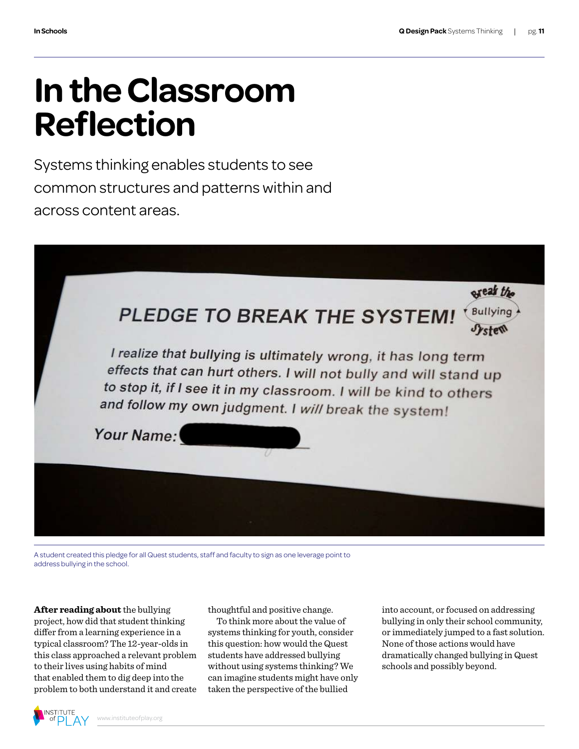# In the Classroom Reflection

Systems thinking enables students to see common structures and patterns within and across content areas.

A student created this pledge for all Quest students, staff and faculty to sign as one leverage point to address bullying in the school.

**After reading about** the bullying project, how did that student thinking differ from a learning experience in a typical classroom? The 12-year-olds in this class approached a relevant problem to their lives using habits of mind that enabled them to dig deep into the problem to both understand it and create thoughtful and positive change.

To think more about the value of systems thinking for youth, consider this question: how would the Quest students have addressed bullying without using systems thinking? We can imagine students might have only taken the perspective of the bullied into account, or focused on addressing bullying in only their school community, or immediately jumped to a fast solution. None of those actions would have dramatically changed bullying in Quest schools and possibly beyond.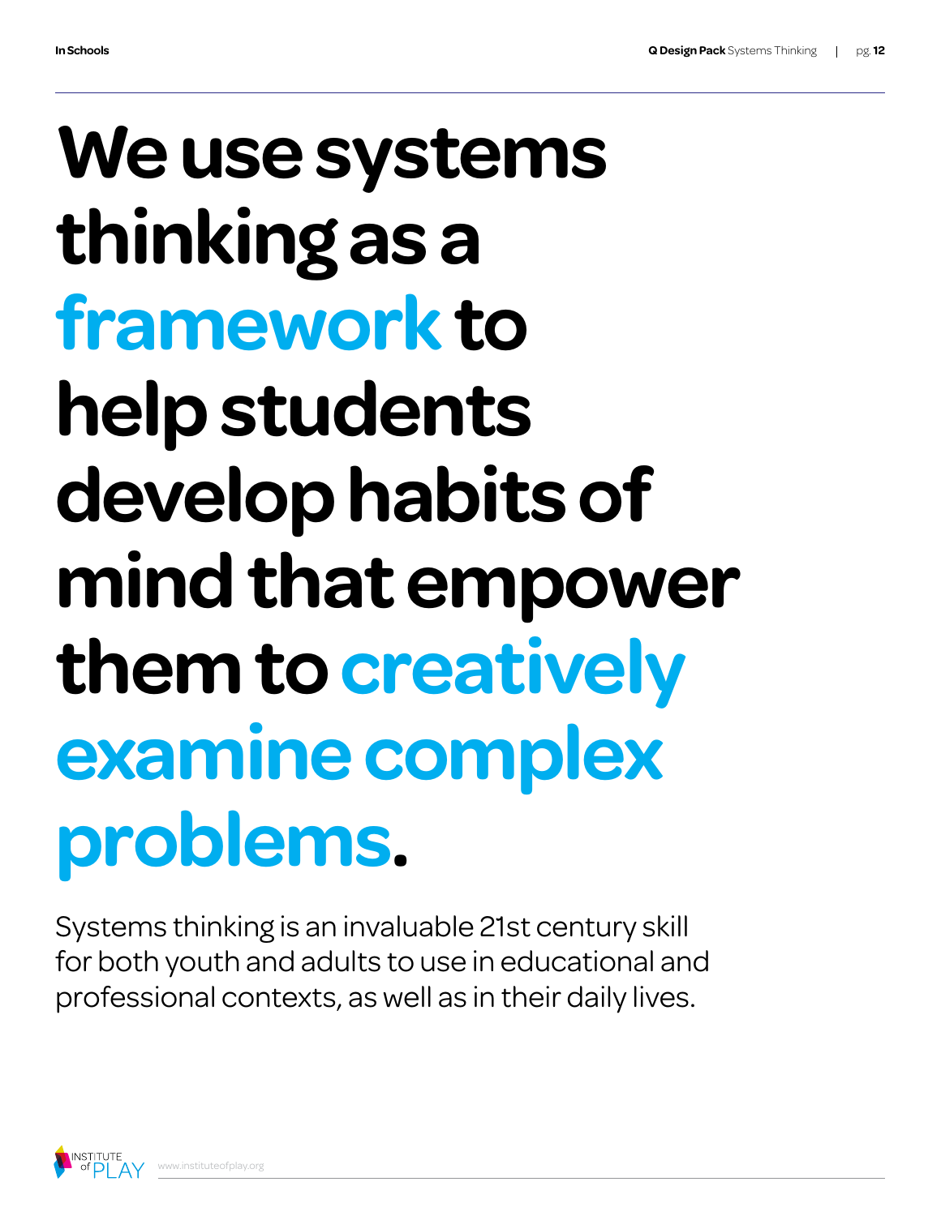# We use systems thinking as a framework to help students develop habits of mind that empower them to creatively examine complex problems.

Systems thinking is an invaluable 21st century skill for both youth and adults to use in educational and professional contexts, as well as in their daily lives.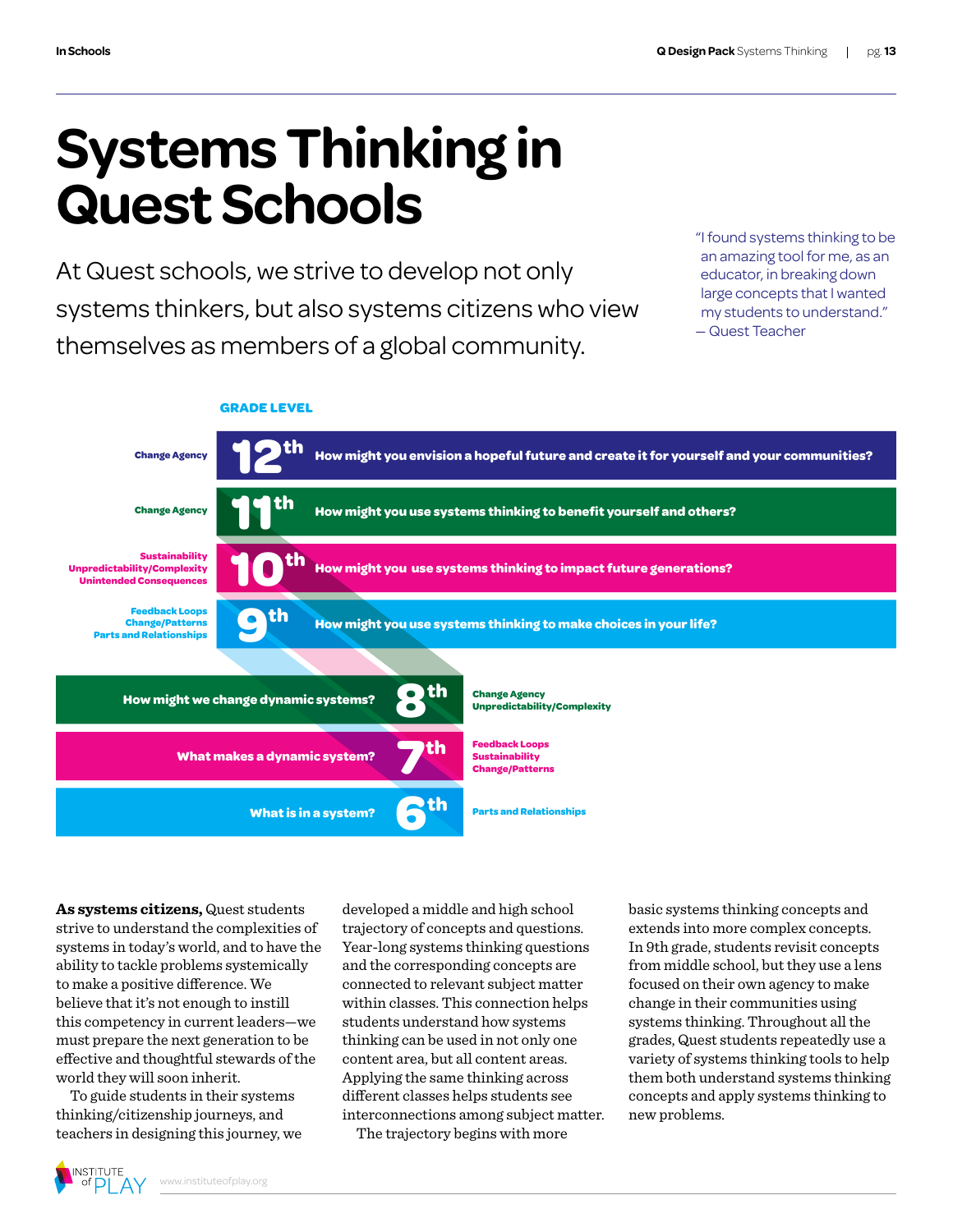# Systems Thinking in Quest Schools

At Quest schools, we strive to develop not only systems thinkers, but also systems citizens who view themselves as members of a global community.

"I found systems thinking to be an amazing tool for me, as an educator, in breaking down large concepts that I wanted my students to understand."
— Quest Teacher

**GRADE LEVEL**

| Grade | Question | Concepts |
| --- | --- | --- |
| 12th | How might you envision a hopeful future and create it for yourself and your communities? | Change Agency |
| 11th | How might you use systems thinking to benefit yourself and others? | Change Agency |
| 10th | How might you use systems thinking to impact future generations? | Sustainability, Unpredictability/Complexity, Unintended Consequences |
| 9th | How might you use systems thinking to make choices in your life? | Feedback Loops, Change/Patterns, Parts and Relationships |
| 8th | How might we change dynamic systems? | Change Agency, Unpredictability/Complexity |
| 7th | What makes a dynamic system? | Feedback Loops, Sustainability, Change/Patterns |
| 6th | What is in a system? | Parts and Relationships |

**As systems citizens,** Quest students strive to understand the complexities of systems in today's world, and to have the ability to tackle problems systemically to make a positive difference. We believe that it's not enough to instill this competency in current leaders—we must prepare the next generation to be effective and thoughtful stewards of the world they will soon inherit.

To guide students in their systems thinking/citizenship journeys, and teachers in designing this journey, we developed a middle and high school trajectory of concepts and questions. Year-long systems thinking questions and the corresponding concepts are connected to relevant subject matter within classes. This connection helps students understand how systems thinking can be used in not only one content area, but all content areas. Applying the same thinking across different classes helps students see interconnections among subject matter.

The trajectory begins with more basic systems thinking concepts and extends into more complex concepts. In 9th grade, students revisit concepts from middle school, but they use a lens focused on their own agency to make change in their communities using systems thinking. Throughout all the grades, Quest students repeatedly use a variety of systems thinking tools to help them both understand systems thinking concepts and apply systems thinking to new problems.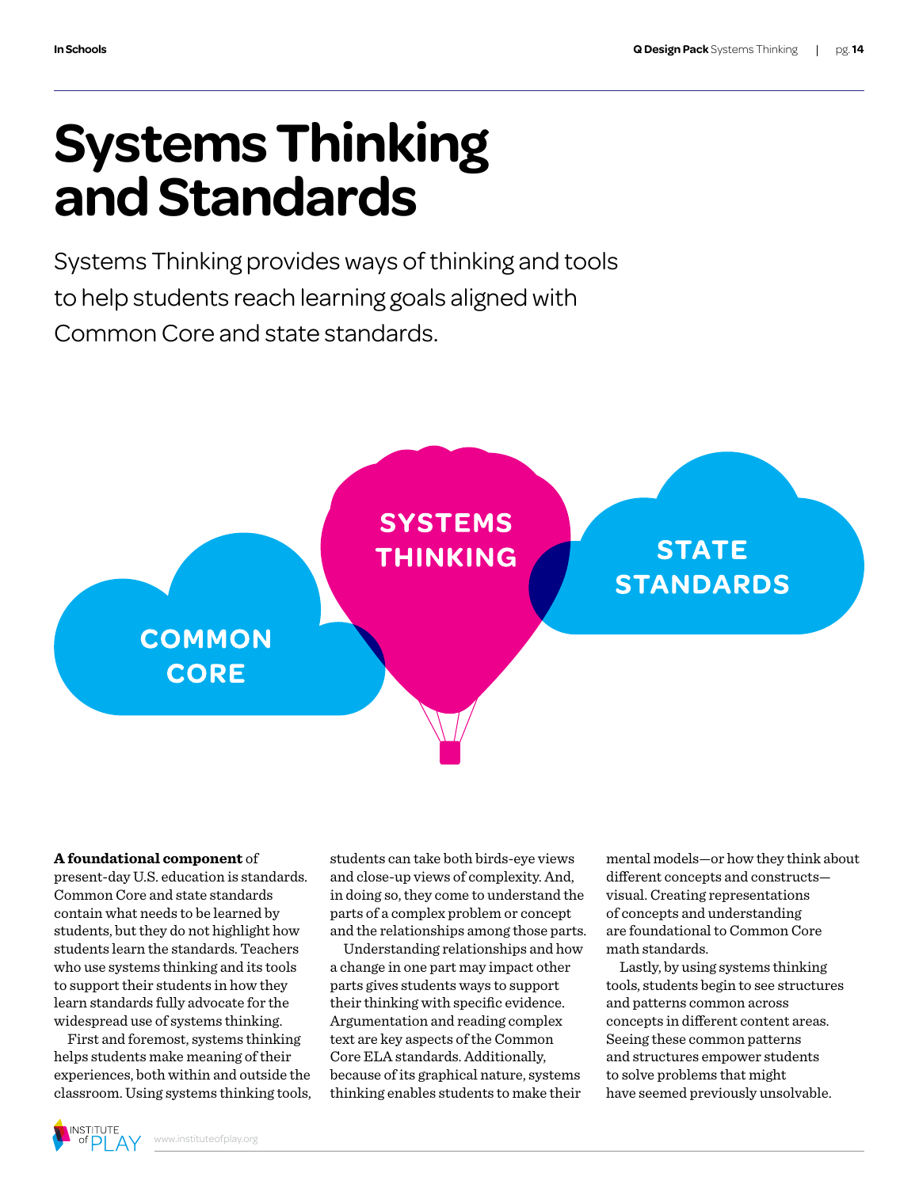# Systems Thinking and Standards

Systems Thinking provides ways of thinking and tools to help students reach learning goals aligned with Common Core and state standards.

COMMON CORE

SYSTEMS THINKING

STATE STANDARDS

**A foundational component** of present-day U.S. education is standards. Common Core and state standards contain what needs to be learned by students, but they do not highlight how students learn the standards. Teachers who use systems thinking and its tools to support their students in how they learn standards fully advocate for the widespread use of systems thinking.

First and foremost, systems thinking helps students make meaning of their experiences, both within and outside the classroom. Using systems thinking tools, students can take both birds-eye views and close-up views of complexity. And, in doing so, they come to understand the parts of a complex problem or concept and the relationships among those parts.

Understanding relationships and how a change in one part may impact other parts gives students ways to support their thinking with specific evidence. Argumentation and reading complex text are key aspects of the Common Core ELA standards. Additionally, because of its graphical nature, systems thinking enables students to make their mental models—or how they think about different concepts and constructs—visual. Creating representations of concepts and understanding are foundational to Common Core math standards.

Lastly, by using systems thinking tools, students begin to see structures and patterns common across concepts in different content areas. Seeing these common patterns and structures empower students to solve problems that might have seemed previously unsolvable.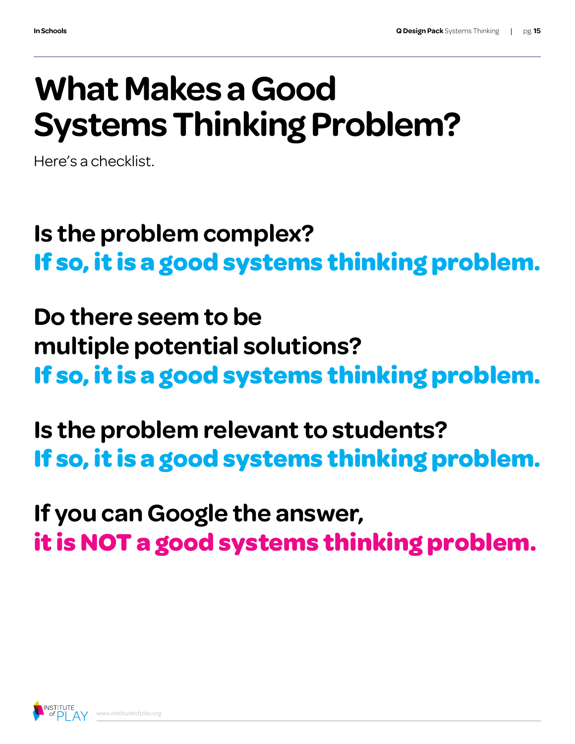# What Makes a Good Systems Thinking Problem?

Here's a checklist.

**Is the problem complex?**
**If so, it is a good systems thinking problem.**

**Do there seem to be multiple potential solutions?**
**If so, it is a good systems thinking problem.**

**Is the problem relevant to students?**
**If so, it is a good systems thinking problem.**

**If you can Google the answer,**
**it is NOT a good systems thinking problem.**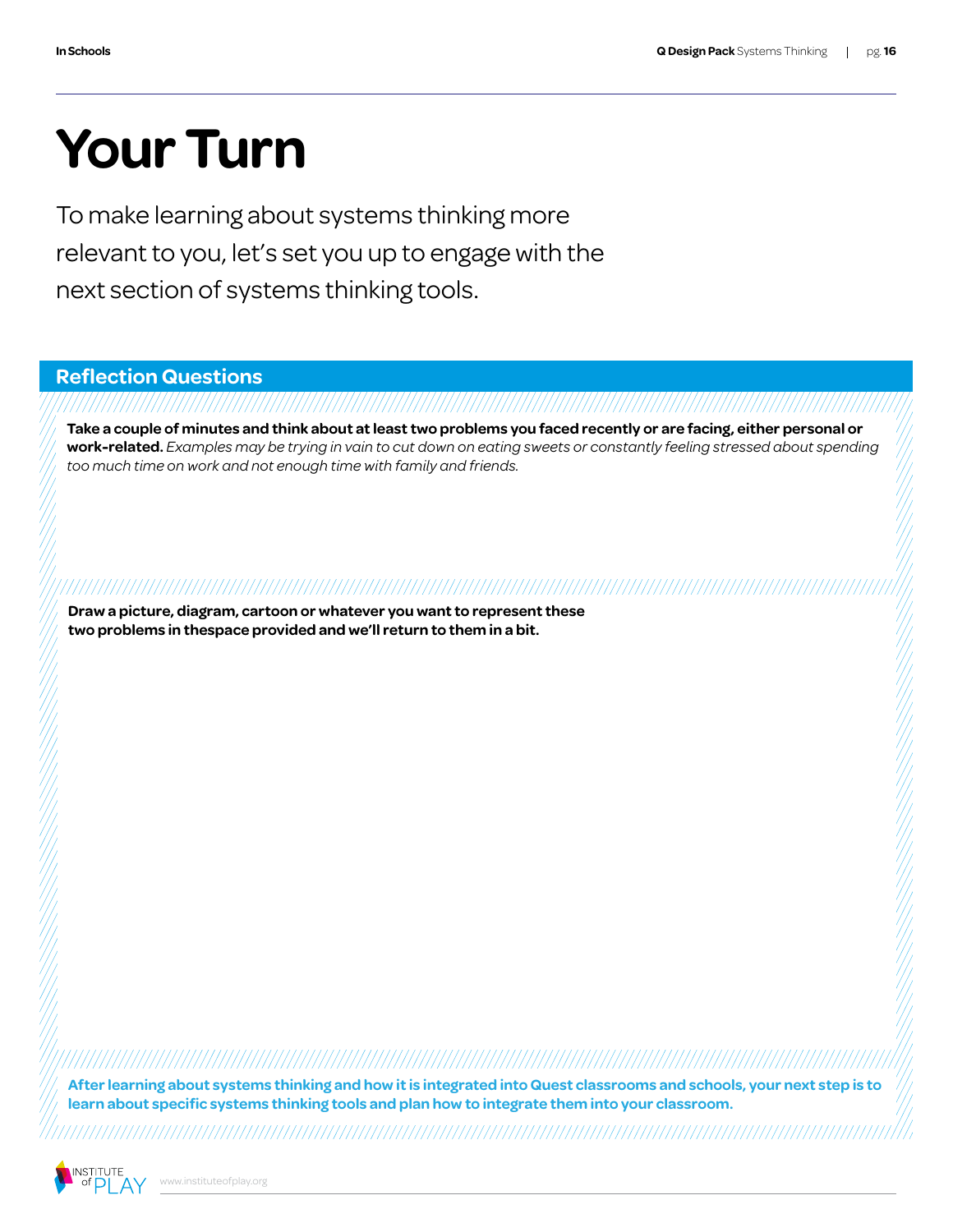# Your Turn

To make learning about systems thinking more relevant to you, let's set you up to engage with the next section of systems thinking tools.

## Reflection Questions

**Take a couple of minutes and think about at least two problems you faced recently or are facing, either personal or work-related.** *Examples may be trying in vain to cut down on eating sweets or constantly feeling stressed about spending too much time on work and not enough time with family and friends.*

**Draw a picture, diagram, cartoon or whatever you want to represent these two problems in thespace provided and we'll return to them in a bit.**

**After learning about systems thinking and how it is integrated into Quest classrooms and schools, your next step is to learn about specific systems thinking tools and plan how to integrate them into your classroom.**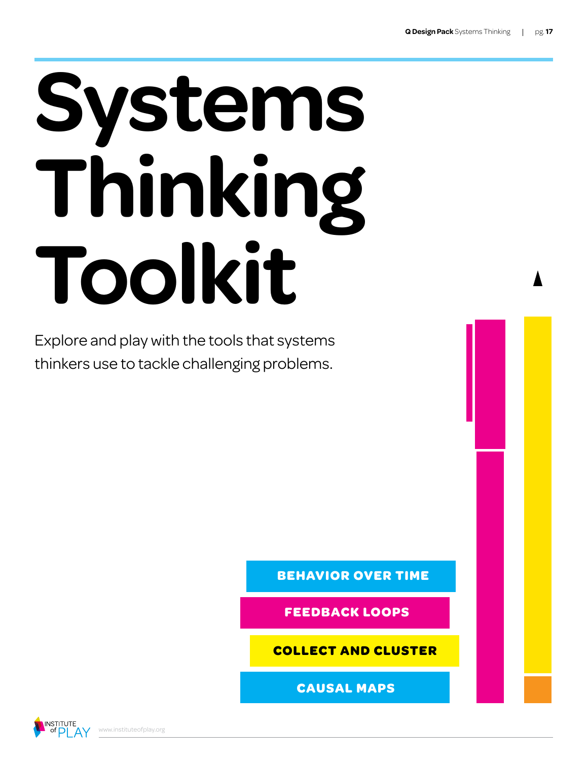# Systems Thinking Toolkit

Explore and play with the tools that systems thinkers use to tackle challenging problems.

- BEHAVIOR OVER TIME
- FEEDBACK LOOPS
- COLLECT AND CLUSTER
- CAUSAL MAPS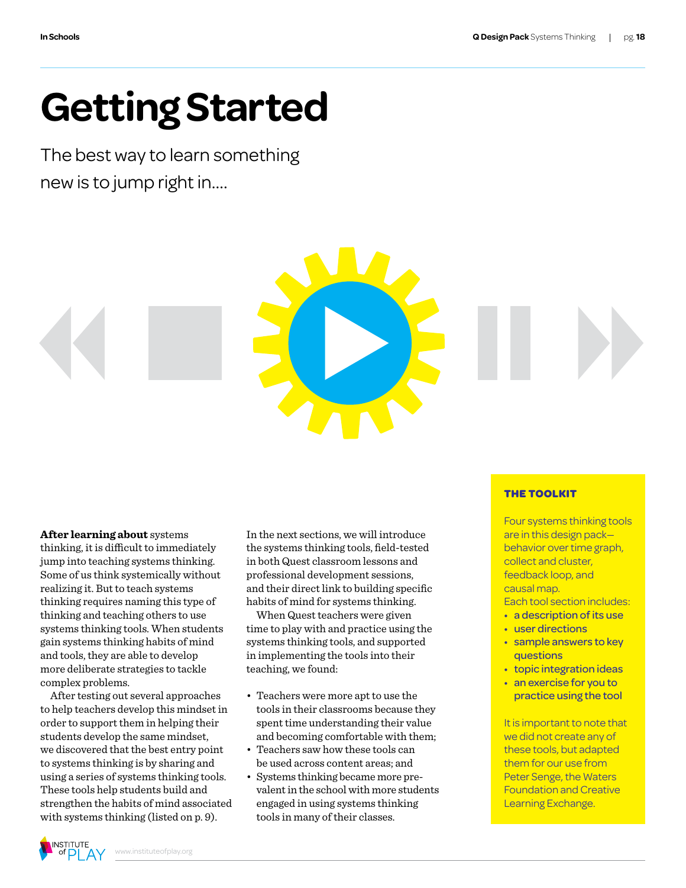# Getting Started

The best way to learn something new is to jump right in....

**After learning about** systems thinking, it is difficult to immediately jump into teaching systems thinking. Some of us think systemically without realizing it. But to teach systems thinking requires naming this type of thinking and teaching others to use systems thinking tools. When students gain systems thinking habits of mind and tools, they are able to develop more deliberate strategies to tackle complex problems.

After testing out several approaches to help teachers develop this mindset in order to support them in helping their students develop the same mindset, we discovered that the best entry point to systems thinking is by sharing and using a series of systems thinking tools. These tools help students build and strengthen the habits of mind associated with systems thinking (listed on p. 9).

In the next sections, we will introduce the systems thinking tools, field-tested in both Quest classroom lessons and professional development sessions, and their direct link to building specific habits of mind for systems thinking.

When Quest teachers were given time to play with and practice using the systems thinking tools, and supported in implementing the tools into their teaching, we found:

- Teachers were more apt to use the tools in their classrooms because they spent time understanding their value and becoming comfortable with them;
- Teachers saw how these tools can be used across content areas; and
- Systems thinking became more prevalent in the school with more students engaged in using systems thinking tools in many of their classes.

## THE TOOLKIT

Four systems thinking tools are in this design pack—behavior over time graph, collect and cluster, feedback loop, and causal map.

Each tool section includes:

- a description of its use
- user directions
- sample answers to key questions
- topic integration ideas
- an exercise for you to practice using the tool

It is important to note that we did not create any of these tools, but adapted them for our use from Peter Senge, the Waters Foundation and Creative Learning Exchange.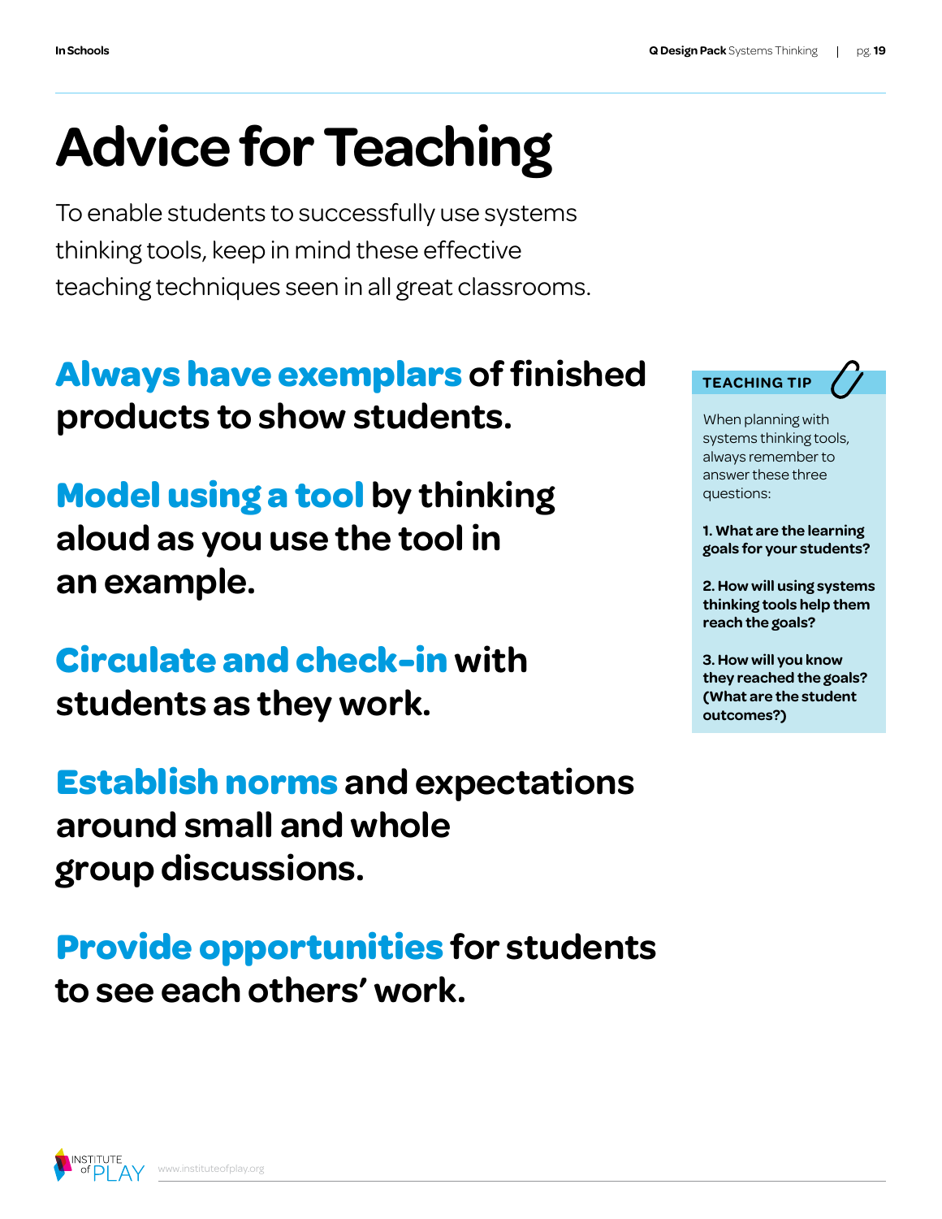# Advice for Teaching

To enable students to successfully use systems thinking tools, keep in mind these effective teaching techniques seen in all great classrooms.

## **Always have exemplars** of finished products to show students.

## **Model using a tool** by thinking aloud as you use the tool in an example.

## **Circulate and check-in** with students as they work.

## **Establish norms** and expectations around small and whole group discussions.

## **Provide opportunities** for students to see each others' work.

---

**TEACHING TIP**

When planning with systems thinking tools, always remember to answer these three questions:

**1. What are the learning goals for your students?**

**2. How will using systems thinking tools help them reach the goals?**

**3. How will you know they reached the goals? (What are the student outcomes?)**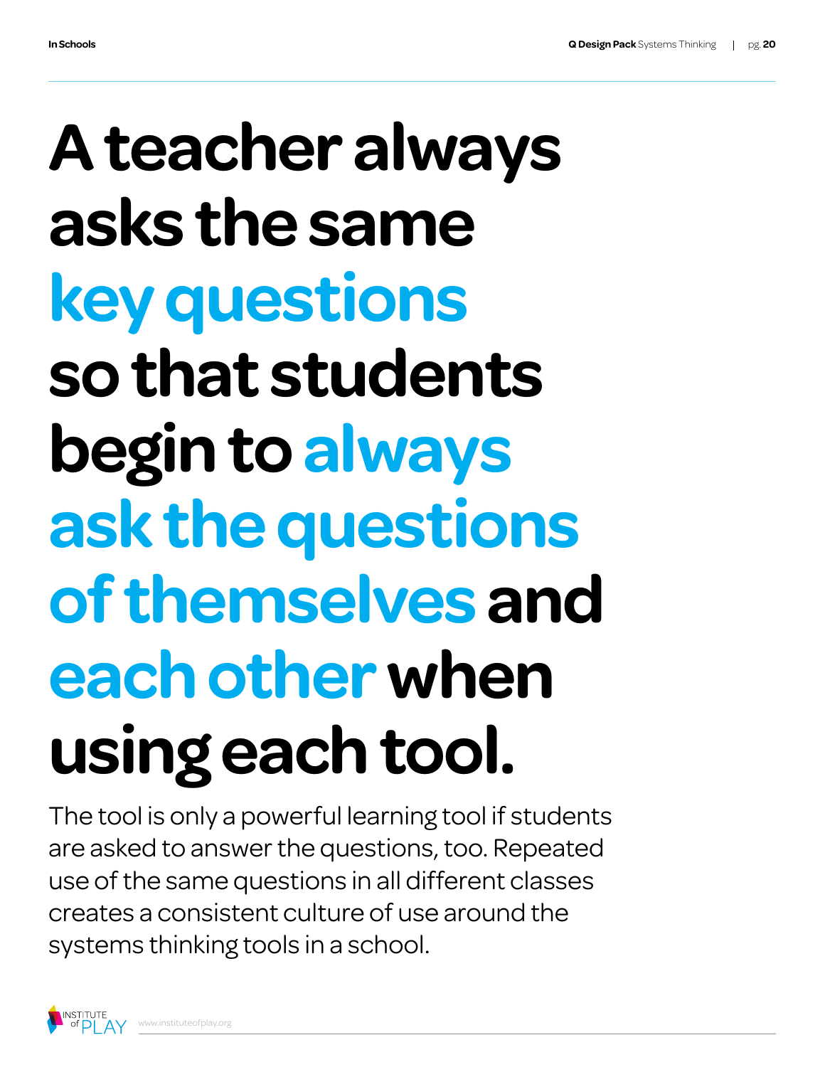# A teacher always asks the same key questions so that students begin to always ask the questions of themselves and each other when using each tool.

The tool is only a powerful learning tool if students are asked to answer the questions, too. Repeated use of the same questions in all different classes creates a consistent culture of use around the systems thinking tools in a school.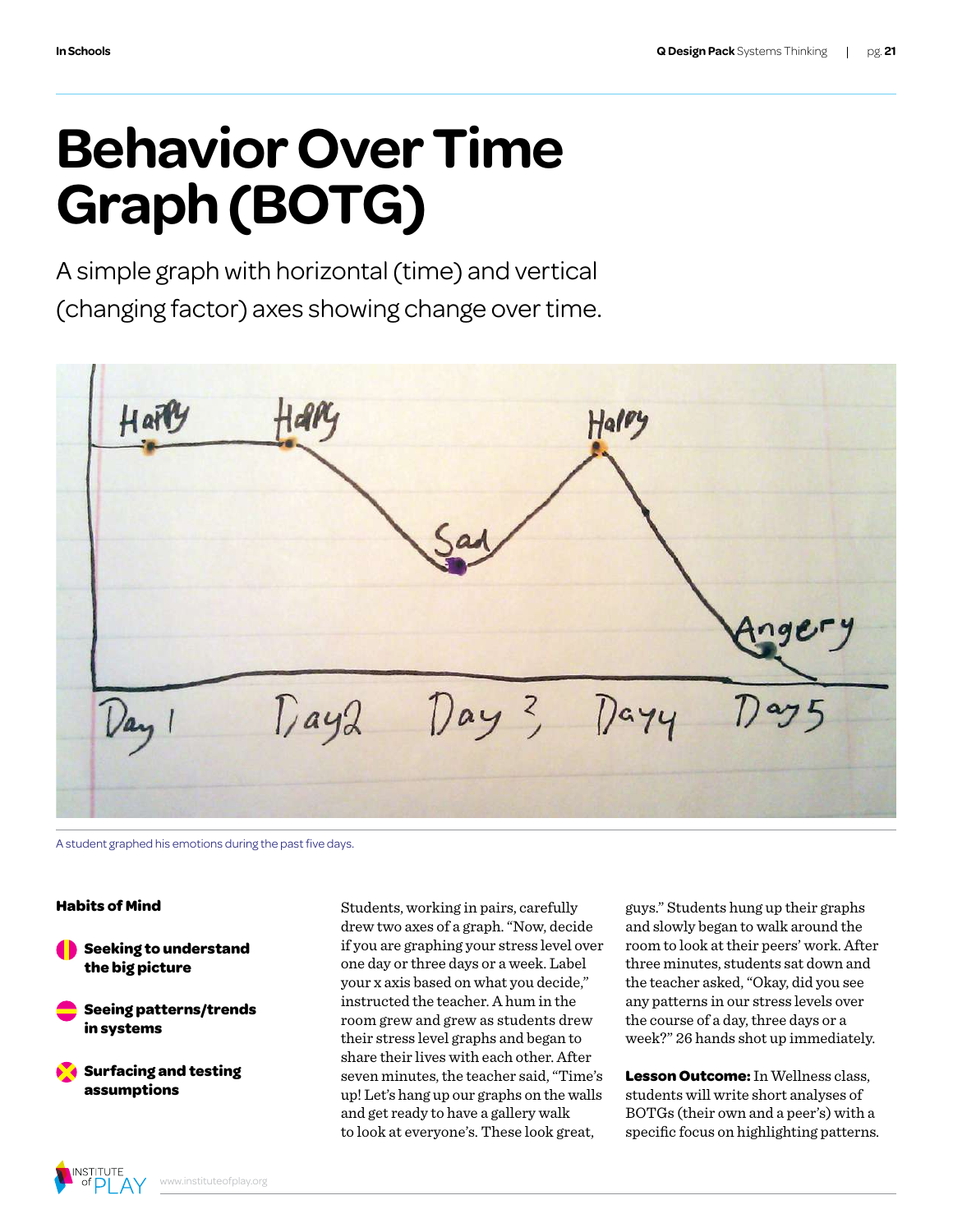# Behavior Over Time Graph (BOTG)

A simple graph with horizontal (time) and vertical (changing factor) axes showing change over time.

A student graphed his emotions during the past five days.

### Habits of Mind

- **Seeking to understand the big picture**
- **Seeing patterns/trends in systems**
- **Surfacing and testing assumptions**

Students, working in pairs, carefully drew two axes of a graph. "Now, decide if you are graphing your stress level over one day or three days or a week. Label your x axis based on what you decide," instructed the teacher. A hum in the room grew and grew as students drew their stress level graphs and began to share their lives with each other. After seven minutes, the teacher said, "Time's up! Let's hang up our graphs on the walls and get ready to have a gallery walk to look at everyone's. These look great, guys." Students hung up their graphs and slowly began to walk around the room to look at their peers' work. After three minutes, students sat down and the teacher asked, "Okay, did you see any patterns in our stress levels over the course of a day, three days or a week?" 26 hands shot up immediately.

**Lesson Outcome:** In Wellness class, students will write short analyses of BOTGs (their own and a peer's) with a specific focus on highlighting patterns.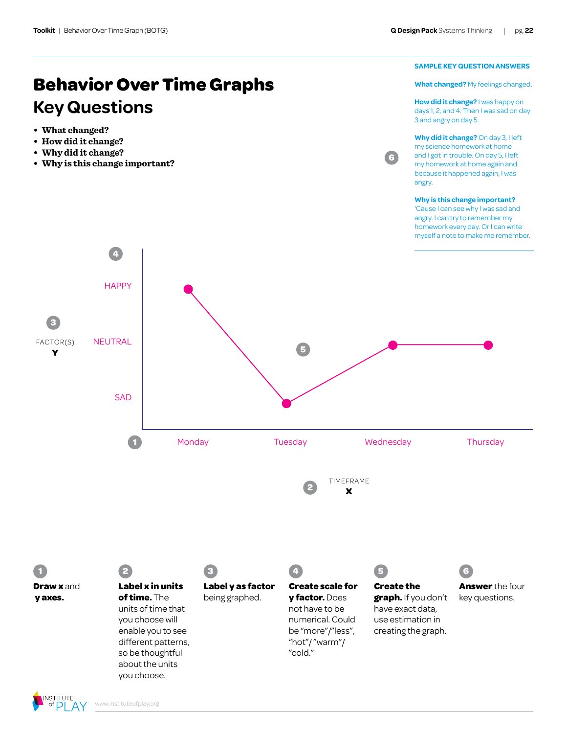# Behavior Over Time Graphs

## Key Questions

- **What changed?**
- **How did it change?**
- **Why did it change?**
- **Why is this change important?**

**SAMPLE KEY QUESTION ANSWERS**

**What changed?** My feelings changed.

**How did it change?** I was happy on days 1, 2, and 4. Then I was sad on day 3 and angry on day 5.

**Why did it change?** On day 3, I left my science homework at home and I got in trouble. On day 5, I left my homework at home again and because it happened again, I was angry.

**Why is this change important?** 'Cause I can see why I was sad and angry. I can try to remember my homework every day. Or I can write myself a note to make me remember.

4

HAPPY

3

FACTOR(S)
**Y**

NEUTRAL

5

6

SAD

1

Monday | Tuesday | Wednesday | Thursday

2

TIMEFRAME
**X**

1. **Draw x** and **y axes.**
2. **Label x in units of time.** The units of time that you choose will enable you to see different patterns, so be thoughtful about the units you choose.
3. **Label y as factor** being graphed.
4. **Create scale for y factor.** Does not have to be numerical. Could be "more"/"less", "hot"/"warm"/"cold."
5. **Create the graph.** If you don't have exact data, use estimation in creating the graph.
6. **Answer** the four key questions.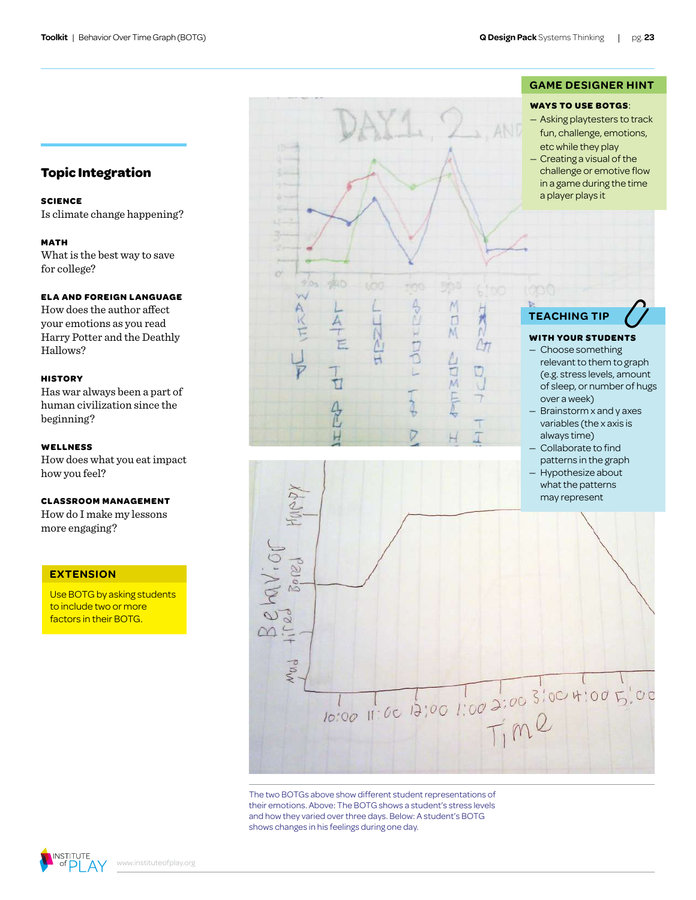## Topic Integration

**SCIENCE**
Is climate change happening?

**MATH**
What is the best way to save for college?

**ELA AND FOREIGN LANGUAGE**
How does the author affect your emotions as you read Harry Potter and the Deathly Hallows?

**HISTORY**
Has war always been a part of human civilization since the beginning?

**WELLNESS**
How does what you eat impact how you feel?

**CLASSROOM MANAGEMENT**
How do I make my lessons more engaging?

### EXTENSION

Use BOTG by asking students to include two or more factors in their BOTG.

### GAME DESIGNER HINT

**WAYS TO USE BOTGS:**

- Asking playtesters to track fun, challenge, emotions, etc while they play
- Creating a visual of the challenge or emotive flow in a game during the time a player plays it

### TEACHING TIP

**WITH YOUR STUDENTS**

- Choose something relevant to them to graph (e.g. stress levels, amount of sleep, or number of hugs over a week)
- Brainstorm x and y axes variables (the x axis is always time)
- Collaborate to find patterns in the graph
- Hypothesize about what the patterns may represent

The two BOTGs above show different student representations of their emotions. Above: The BOTG shows a student's stress levels and how they varied over three days. Below: A student's BOTG shows changes in his feelings during one day.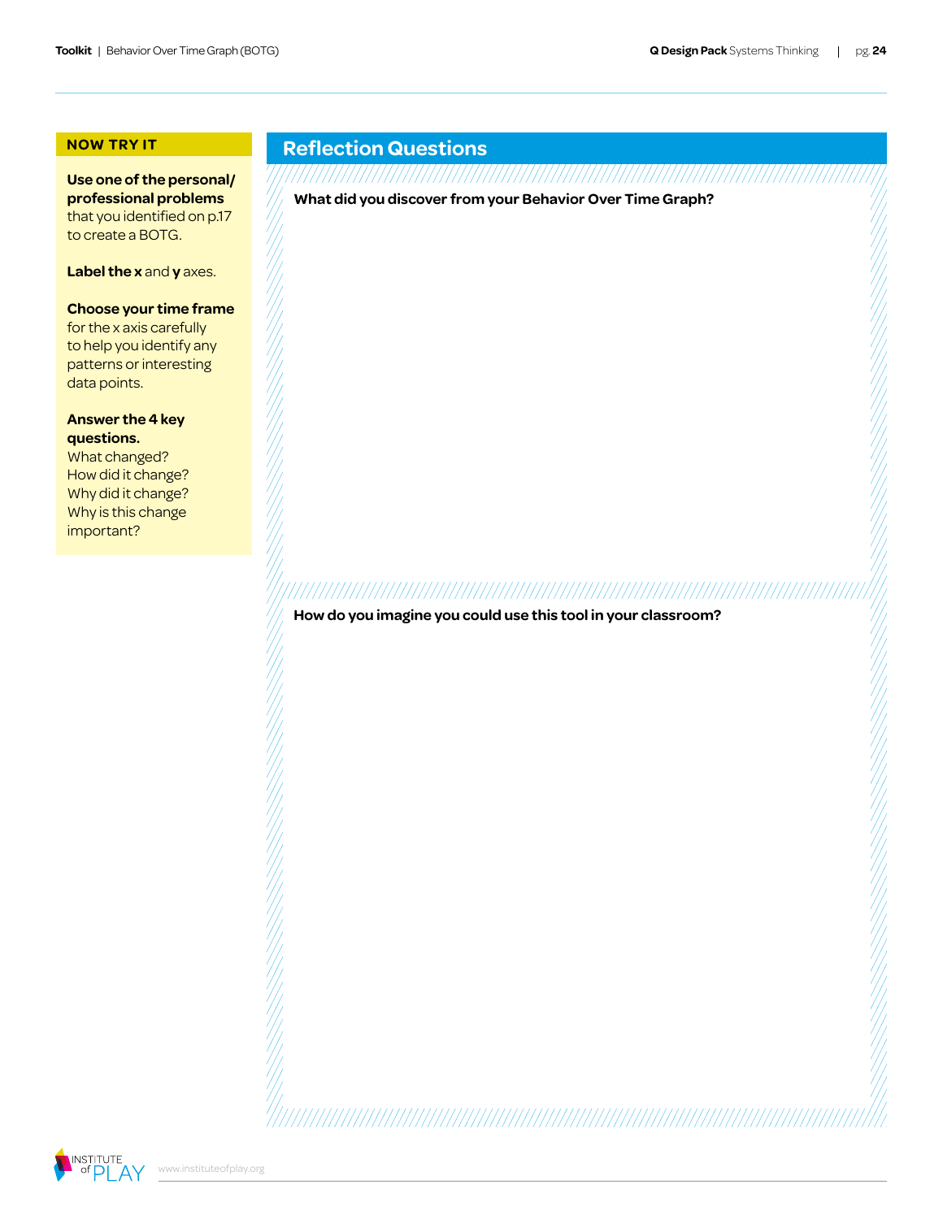## NOW TRY IT

**Use one of the personal/ professional problems** that you identified on p.17 to create a BOTG.

**Label the x** and **y** axes.

**Choose your time frame** for the x axis carefully to help you identify any patterns or interesting data points.

**Answer the 4 key questions.**
What changed?
How did it change?
Why did it change?
Why is this change important?

## Reflection Questions

**What did you discover from your Behavior Over Time Graph?**

**How do you imagine you could use this tool in your classroom?**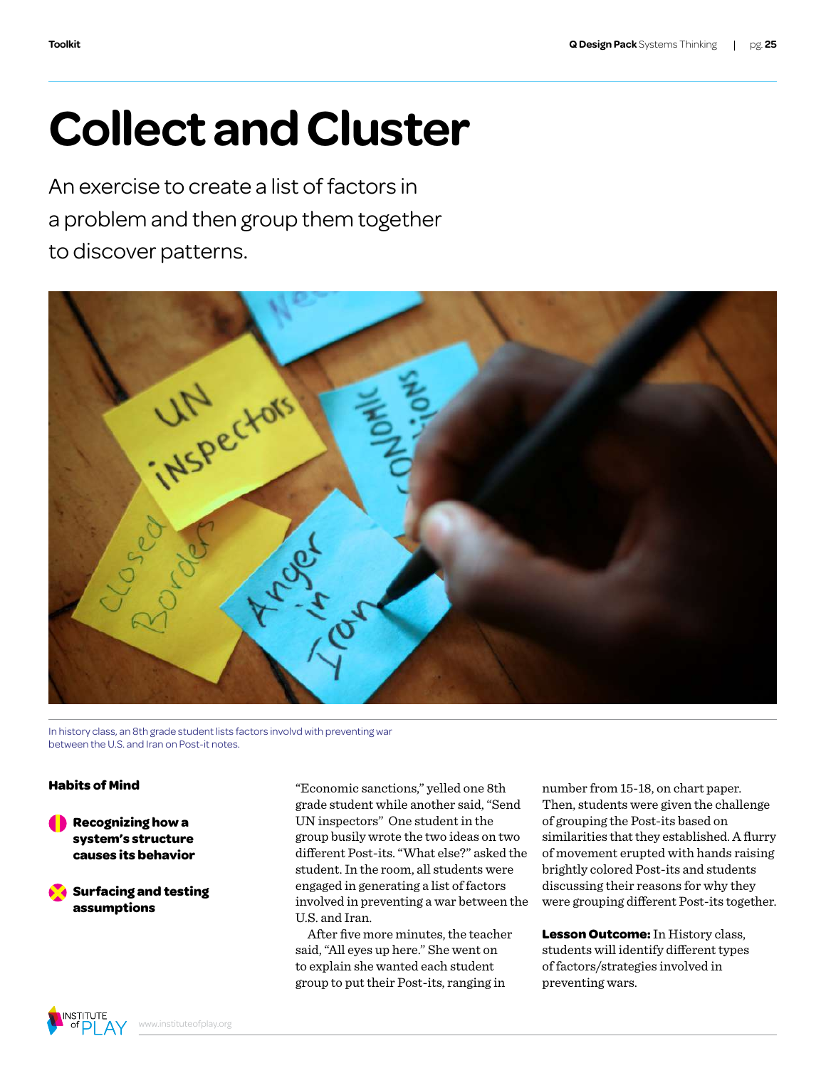# Collect and Cluster

An exercise to create a list of factors in a problem and then group them together to discover patterns.

In history class, an 8th grade student lists factors involvd with preventing war between the U.S. and Iran on Post-it notes.

### Habits of Mind

**Recognizing how a system's structure causes its behavior**

**Surfacing and testing assumptions**

"Economic sanctions," yelled one 8th grade student while another said, "Send UN inspectors" One student in the group busily wrote the two ideas on two different Post-its. "What else?" asked the student. In the room, all students were engaged in generating a list of factors involved in preventing a war between the U.S. and Iran.

After five more minutes, the teacher said, "All eyes up here." She went on to explain she wanted each student group to put their Post-its, ranging in number from 15-18, on chart paper. Then, students were given the challenge of grouping the Post-its based on similarities that they established. A flurry of movement erupted with hands raising brightly colored Post-its and students discussing their reasons for why they were grouping different Post-its together.

**Lesson Outcome:** In History class, students will identify different types of factors/strategies involved in preventing wars.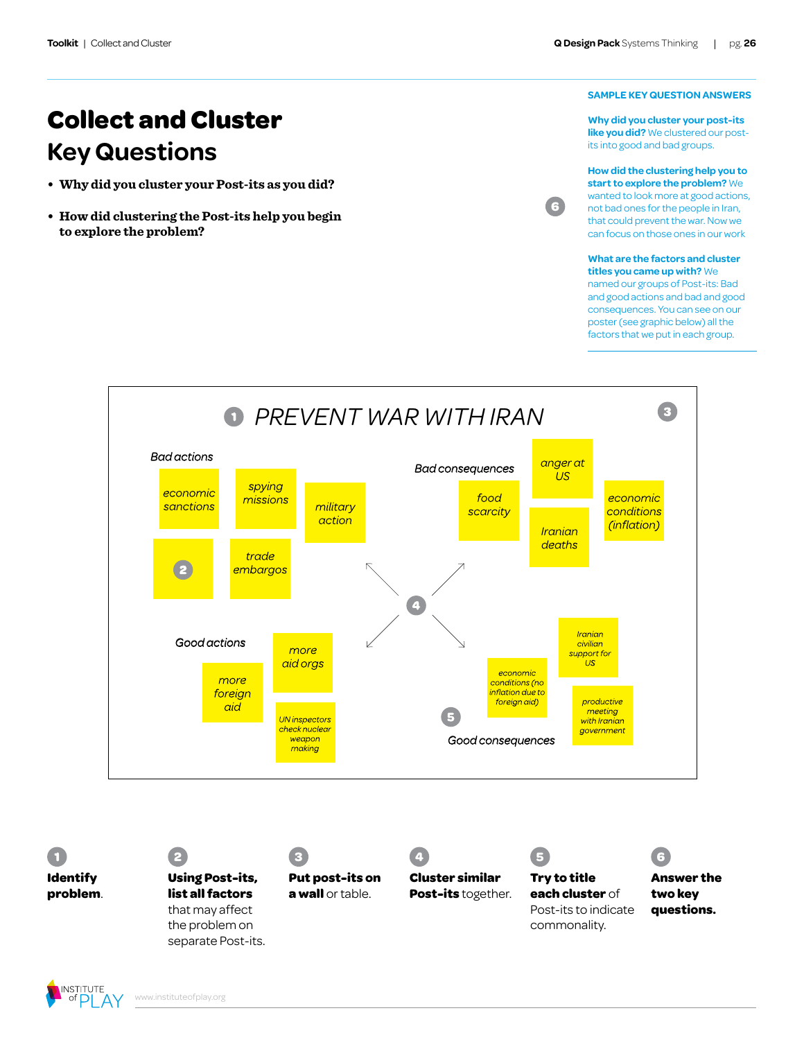# Collect and Cluster Key Questions

- **Why did you cluster your Post-its as you did?**
- **How did clustering the Post-its help you begin to explore the problem?**

**SAMPLE KEY QUESTION ANSWERS**

**Why did you cluster your post-its like you did?** We clustered our post-its into good and bad groups.

**How did the clustering help you to start to explore the problem?** We wanted to look more at good actions, not bad ones for the people in Iran, that could prevent the war. Now we can focus on those ones in our work

**What are the factors and cluster titles you came up with?** We named our groups of Post-its: Bad and good actions and bad and good consequences. You can see on our poster (see graphic below) all the factors that we put in each group.

1 PREVENT WAR WITH IRAN

Bad actions
- economic sanctions
- spying missions
- military action
- trade embargos

Bad consequences
- anger at US
- food scarcity
- economic conditions (inflation)
- Iranian deaths

Good actions
- more aid orgs
- more foreign aid
- UN inspectors check nuclear weapon making

Good consequences
- Iranian civilian support for US
- economic conditions (no inflation due to foreign aid)
- productive meeting with Iranian government

**1 Identify problem.**

**2 Using Post-its, list all factors** that may affect the problem on separate Post-its.

**3 Put post-its on a wall** or table.

**4 Cluster similar Post-its** together.

**5 Try to title each cluster** of Post-its to indicate commonality.

**6 Answer the two key questions.**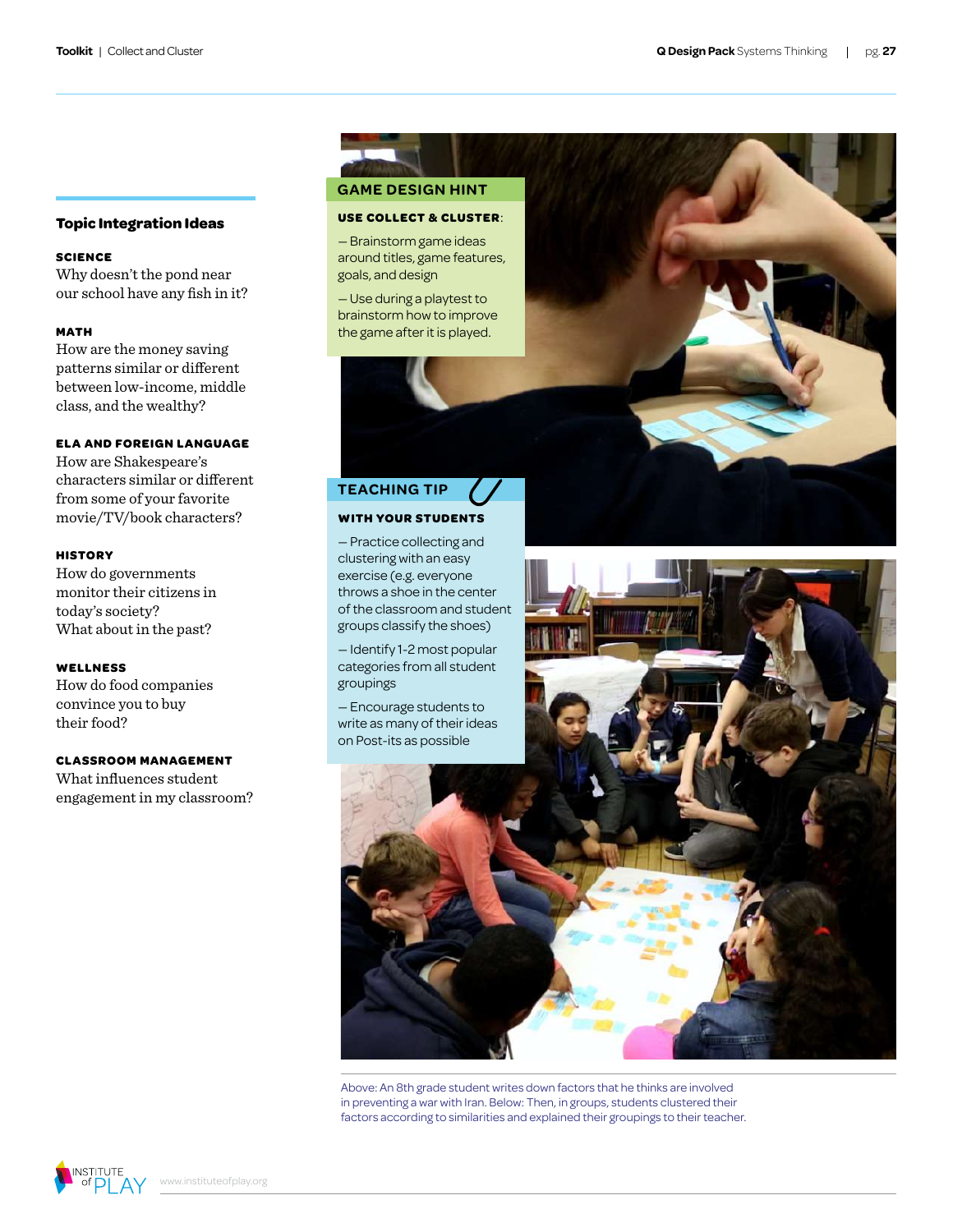## Topic Integration Ideas

**SCIENCE**
Why doesn't the pond near our school have any fish in it?

**MATH**
How are the money saving patterns similar or different between low-income, middle class, and the wealthy?

**ELA AND FOREIGN LANGUAGE**
How are Shakespeare's characters similar or different from some of your favorite movie/TV/book characters?

**HISTORY**
How do governments monitor their citizens in today's society?
What about in the past?

**WELLNESS**
How do food companies convince you to buy their food?

**CLASSROOM MANAGEMENT**
What influences student engagement in my classroom?

### GAME DESIGN HINT

**USE COLLECT & CLUSTER:**

— Brainstorm game ideas around titles, game features, goals, and design

— Use during a playtest to brainstorm how to improve the game after it is played.

### TEACHING TIP

**WITH YOUR STUDENTS**

— Practice collecting and clustering with an easy exercise (e.g. everyone throws a shoe in the center of the classroom and student groups classify the shoes)

— Identify 1-2 most popular categories from all student groupings

— Encourage students to write as many of their ideas on Post-its as possible

Above: An 8th grade student writes down factors that he thinks are involved in preventing a war with Iran. Below: Then, in groups, students clustered their factors according to similarities and explained their groupings to their teacher.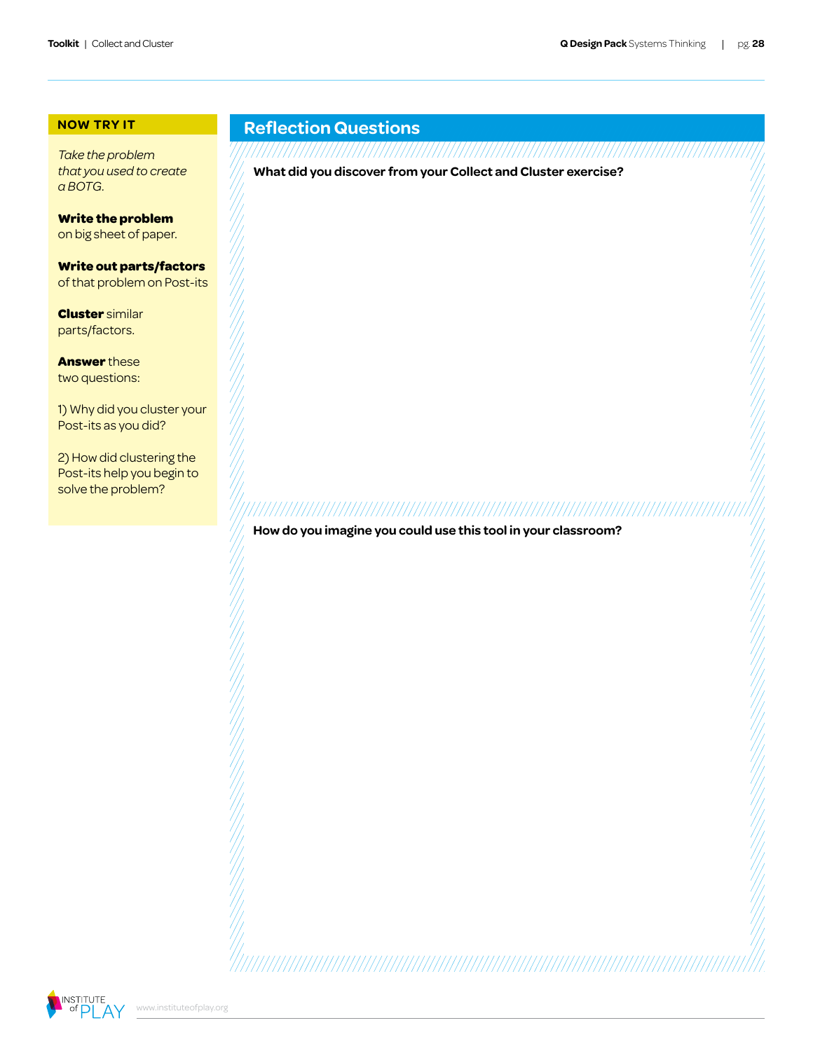## NOW TRY IT

*Take the problem that you used to create a BOTG.*

**Write the problem** on big sheet of paper.

**Write out parts/factors** of that problem on Post-its

**Cluster** similar parts/factors.

**Answer** these two questions:

1) Why did you cluster your Post-its as you did?

2) How did clustering the Post-its help you begin to solve the problem?

## Reflection Questions

**What did you discover from your Collect and Cluster exercise?**

**How do you imagine you could use this tool in your classroom?**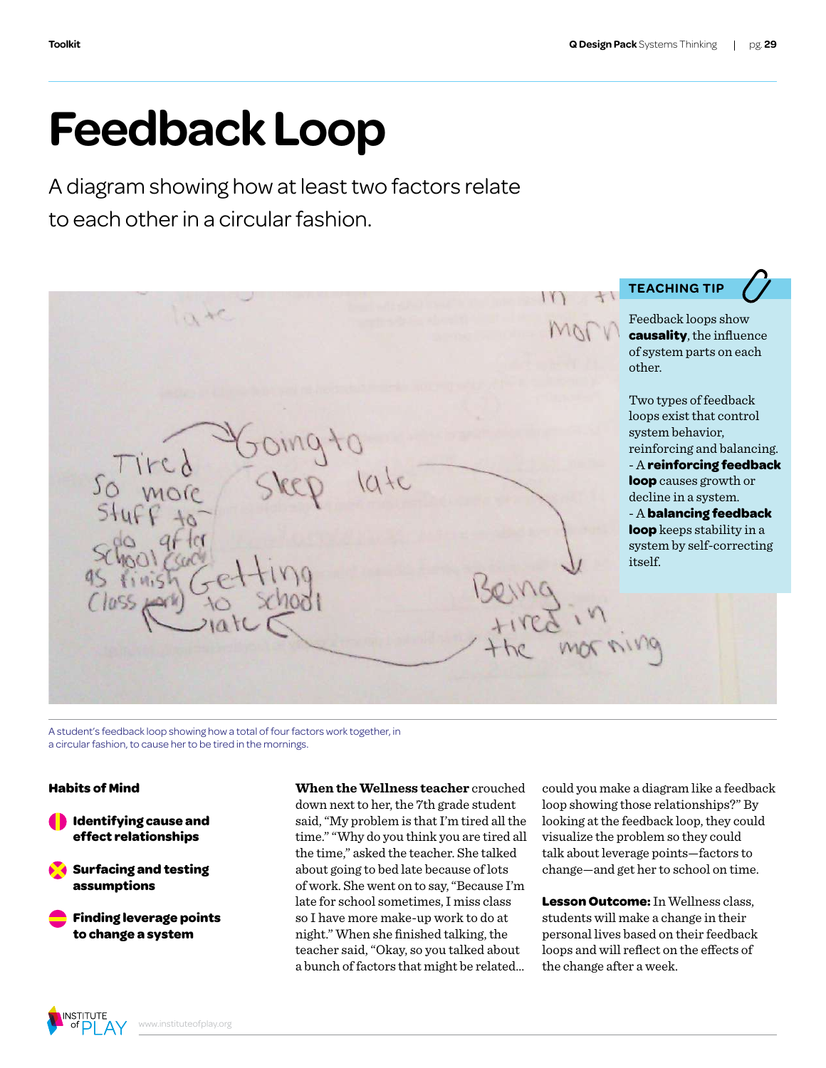# Feedback Loop

A diagram showing how at least two factors relate to each other in a circular fashion.

**TEACHING TIP**

Feedback loops show **causality**, the influence of system parts on each other.

Two types of feedback loops exist that control system behavior, reinforcing and balancing.
- A **reinforcing feedback loop** causes growth or decline in a system.
- A **balancing feedback loop** keeps stability in a system by self-correcting itself.

A student's feedback loop showing how a total of four factors work together, in a circular fashion, to cause her to be tired in the mornings.

### Habits of Mind

- **Identifying cause and effect relationships**
- **Surfacing and testing assumptions**
- **Finding leverage points to change a system**

**When the Wellness teacher** crouched down next to her, the 7th grade student said, "My problem is that I'm tired all the time." "Why do you think you are tired all the time," asked the teacher. She talked about going to bed late because of lots of work. She went on to say, "Because I'm late for school sometimes, I miss class so I have more make-up work to do at night." When she finished talking, the teacher said, "Okay, so you talked about a bunch of factors that might be related... could you make a diagram like a feedback loop showing those relationships?" By looking at the feedback loop, they could visualize the problem so they could talk about leverage points—factors to change—and get her to school on time.

**Lesson Outcome:** In Wellness class, students will make a change in their personal lives based on their feedback loops and will reflect on the effects of the change after a week.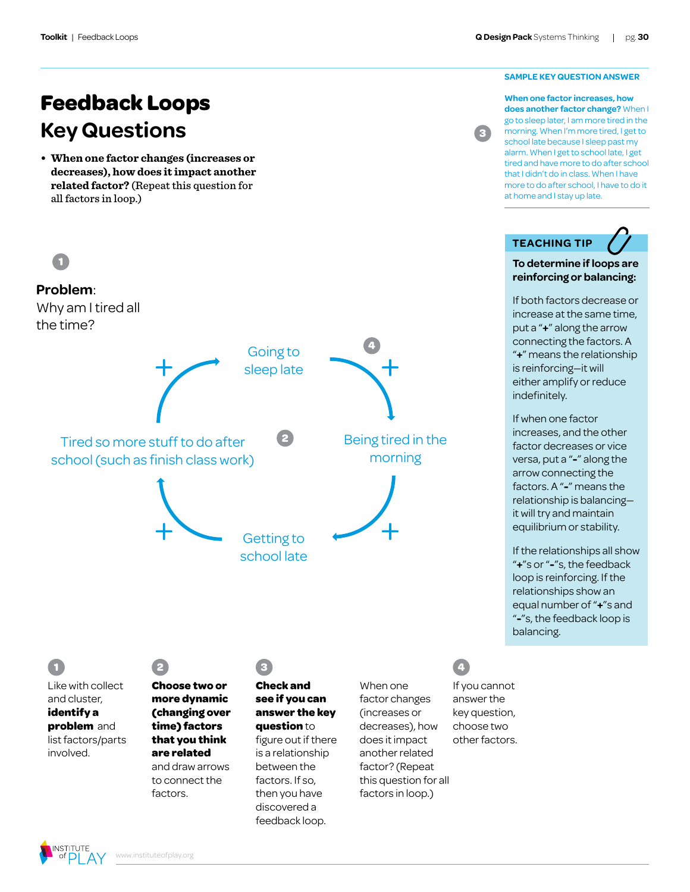# Feedback Loops Key Questions

- **When one factor changes (increases or decreases), how does it impact another related factor?** (Repeat this question for all factors in loop.)

**SAMPLE KEY QUESTION ANSWER**

**When one factor increases, how does another factor change?** When I go to sleep later, I am more tired in the morning. When I'm more tired, I get to school late because I sleep past my alarm. When I get to school late, I get tired and have more to do after school that I didn't do in class. When I have more to do after school, I have to do it at home and I stay up late.

1

**Problem**: Why am I tired all the time?

Going to sleep late

+

Being tired in the morning

+

Getting to school late

+

Tired so more stuff to do after school (such as finish class work)

+

**TEACHING TIP**

**To determine if loops are reinforcing or balancing:**

If both factors decrease or increase at the same time, put a "**+**" along the arrow connecting the factors. A "**+**" means the relationship is reinforcing—it will either amplify or reduce indefinitely.

If when one factor increases, and the other factor decreases or vice versa, put a "**-**" along the arrow connecting the factors. A "**-**" means the relationship is balancing—it will try and maintain equilibrium or stability.

If the relationships all show "**+**"s or "**-**"s, the feedback loop is reinforcing. If the relationships show an equal number of "**+**"s and "**-**"s, the feedback loop is balancing.

1. Like with collect and cluster, **identify a problem** and list factors/parts involved.

2. **Choose two or more dynamic (changing over time) factors that you think are related** and draw arrows to connect the factors.

3. **Check and see if you can answer the key question** to figure out if there is a relationship between the factors. If so, then you have discovered a feedback loop.

   When one factor changes (increases or decreases), how does it impact another related factor? (Repeat this question for all factors in loop.)

4. If you cannot answer the key question, choose two other factors.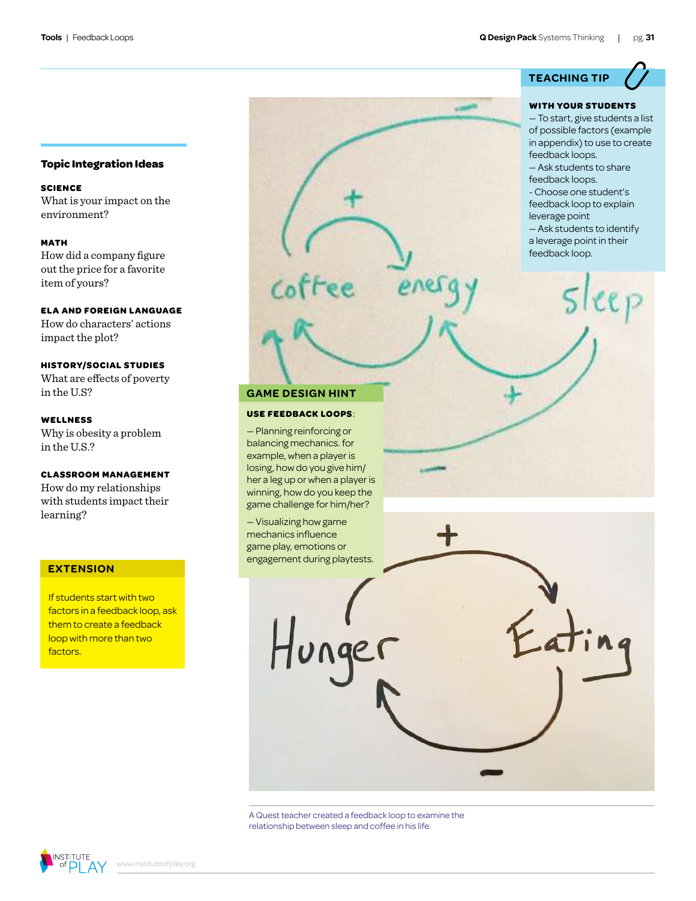## Topic Integration Ideas

**SCIENCE**
What is your impact on the environment?

**MATH**
How did a company figure out the price for a favorite item of yours?

**ELA AND FOREIGN LANGUAGE**
How do characters' actions impact the plot?

**HISTORY/SOCIAL STUDIES**
What are effects of poverty in the U.S?

**WELLNESS**
Why is obesity a problem in the U.S.?

**CLASSROOM MANAGEMENT**
How do my relationships with students impact their learning?

## EXTENSION

If students start with two factors in a feedback loop, ask them to create a feedback loop with more than two factors.

## TEACHING TIP

**WITH YOUR STUDENTS**

— To start, give students a list of possible factors (example in appendix) to use to create feedback loops.
— Ask students to share feedback loops.
- Choose one student's feedback loop to explain leverage point
— Ask students to identify a leverage point in their feedback loop.

## GAME DESIGN HINT

**USE FEEDBACK LOOPS**:

— Planning reinforcing or balancing mechanics. for example, when a player is losing, how do you give him/her a leg up or when a player is winning, how do you keep the game challenge for him/her?

— Visualizing how game mechanics influence game play, emotions or engagement during playtests.

A Quest teacher created a feedback loop to examine the relationship between sleep and coffee in his life.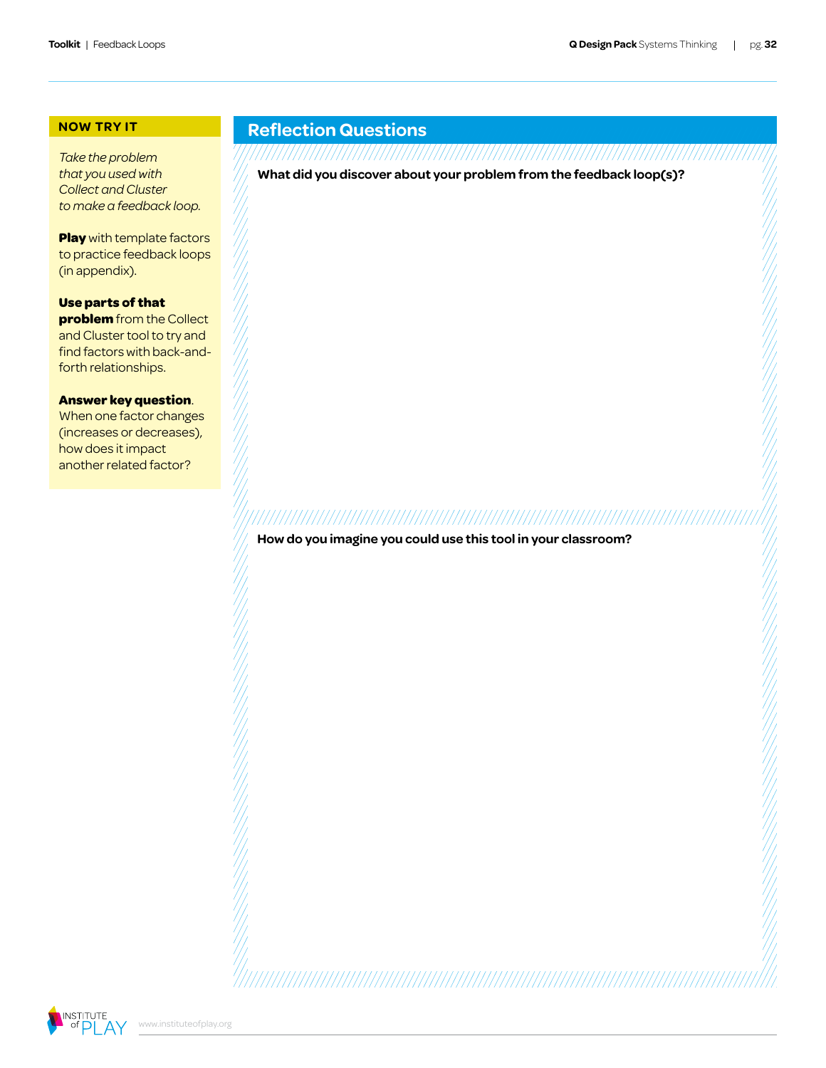## NOW TRY IT

*Take the problem that you used with Collect and Cluster to make a feedback loop.*

**Play** with template factors to practice feedback loops (in appendix).

**Use parts of that problem** from the Collect and Cluster tool to try and find factors with back-and-forth relationships.

**Answer key question**. When one factor changes (increases or decreases), how does it impact another related factor?

## Reflection Questions

**What did you discover about your problem from the feedback loop(s)?**

**How do you imagine you could use this tool in your classroom?**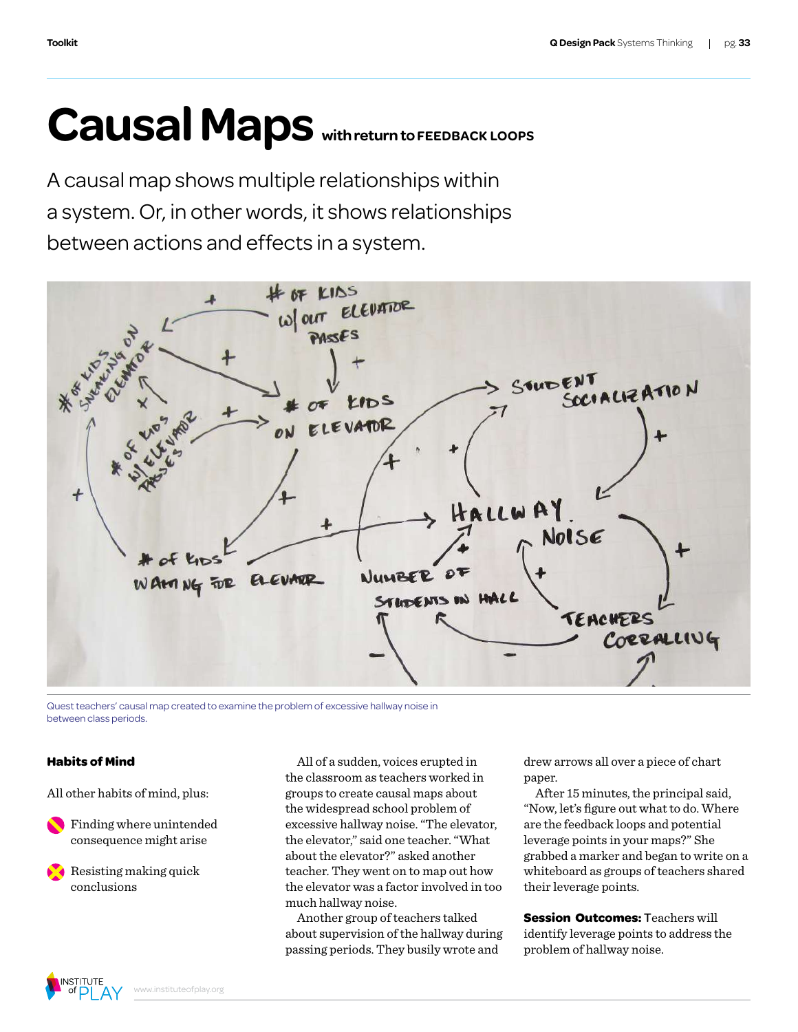# Causal Maps with return to FEEDBACK LOOPS

A causal map shows multiple relationships within a system. Or, in other words, it shows relationships between actions and effects in a system.

Quest teachers' causal map created to examine the problem of excessive hallway noise in between class periods.

### Habits of Mind

All other habits of mind, plus:

- Finding where unintended consequence might arise
- Resisting making quick conclusions

All of a sudden, voices erupted in the classroom as teachers worked in groups to create causal maps about the widespread school problem of excessive hallway noise. "The elevator, the elevator," said one teacher. "What about the elevator?" asked another teacher. They went on to map out how the elevator was a factor involved in too much hallway noise.

Another group of teachers talked about supervision of the hallway during passing periods. They busily wrote and drew arrows all over a piece of chart paper.

After 15 minutes, the principal said, "Now, let's figure out what to do. Where are the feedback loops and potential leverage points in your maps?" She grabbed a marker and began to write on a whiteboard as groups of teachers shared their leverage points.

**Session Outcomes:** Teachers will identify leverage points to address the problem of hallway noise.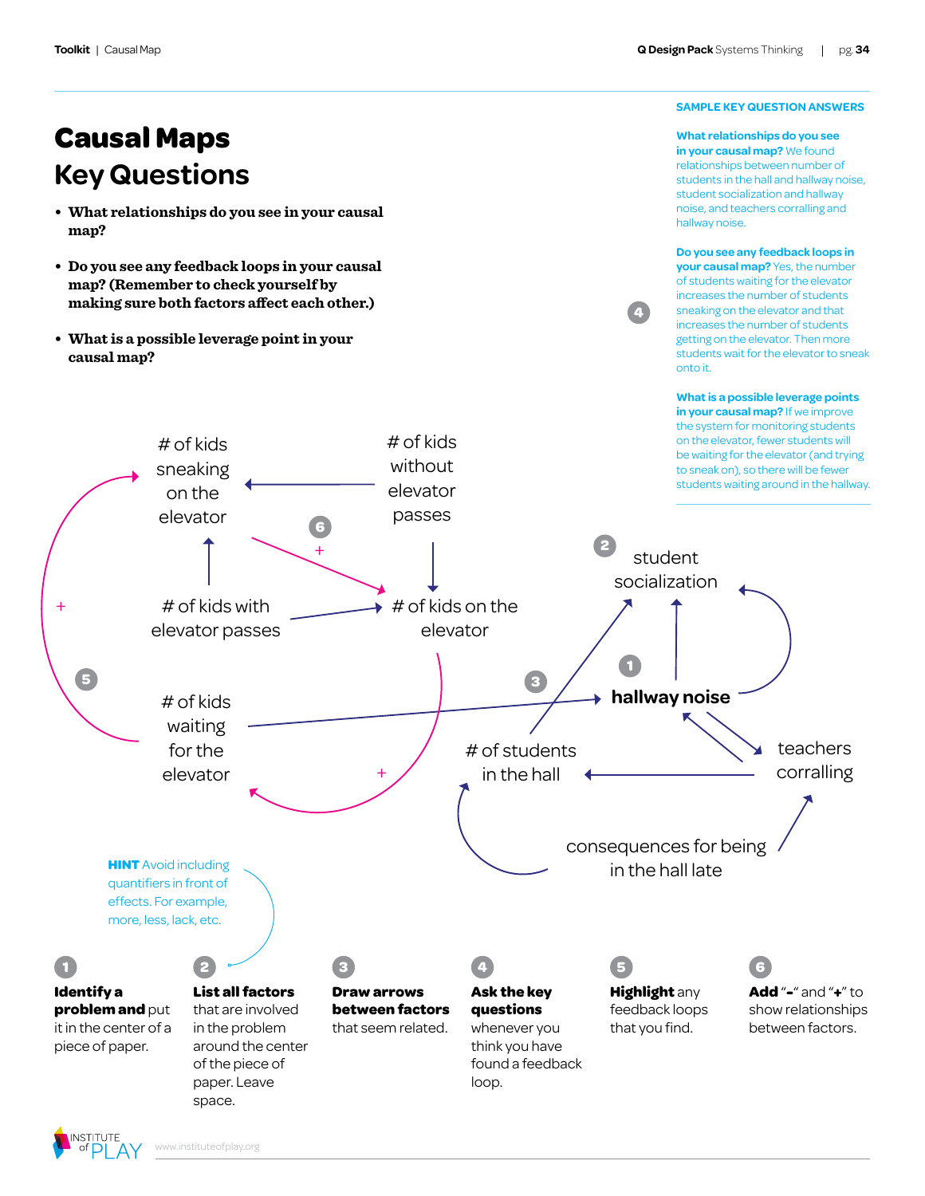# Causal Maps Key Questions

- **What relationships do you see in your causal map?**
- **Do you see any feedback loops in your causal map? (Remember to check yourself by making sure both factors affect each other.)**
- **What is a possible leverage point in your causal map?**

**SAMPLE KEY QUESTION ANSWERS**

**What relationships do you see in your causal map?** We found relationships between number of students in the hall and hallway noise, student socialization and hallway noise, and teachers corralling and hallway noise.

**Do you see any feedback loops in your causal map?** Yes, the number of students waiting for the elevator increases the number of students sneaking on the elevator and that increases the number of students getting on the elevator. Then more students wait for the elevator to sneak onto it.

**What is a possible leverage points in your causal map?** If we improve the system for monitoring students on the elevator, fewer students will be waiting for the elevator (and trying to sneak on), so there will be fewer students waiting around in the hallway.

# of kids sneaking on the elevator

# of kids without elevator passes

# of kids with elevator passes

# of kids on the elevator

# of kids waiting for the elevator

student socialization

hallway noise

# of students in the hall

teachers corralling

consequences for being in the hall late

**HINT** Avoid including quantifiers in front of effects. For example, more, less, lack, etc.

1. **Identify a problem and** put it in the center of a piece of paper.
2. **List all factors** that are involved in the problem around the center of the piece of paper. Leave space.
3. **Draw arrows between factors** that seem related.
4. **Ask the key questions** whenever you think you have found a feedback loop.
5. **Highlight** any feedback loops that you find.
6. **Add** "-" and "+" to show relationships between factors.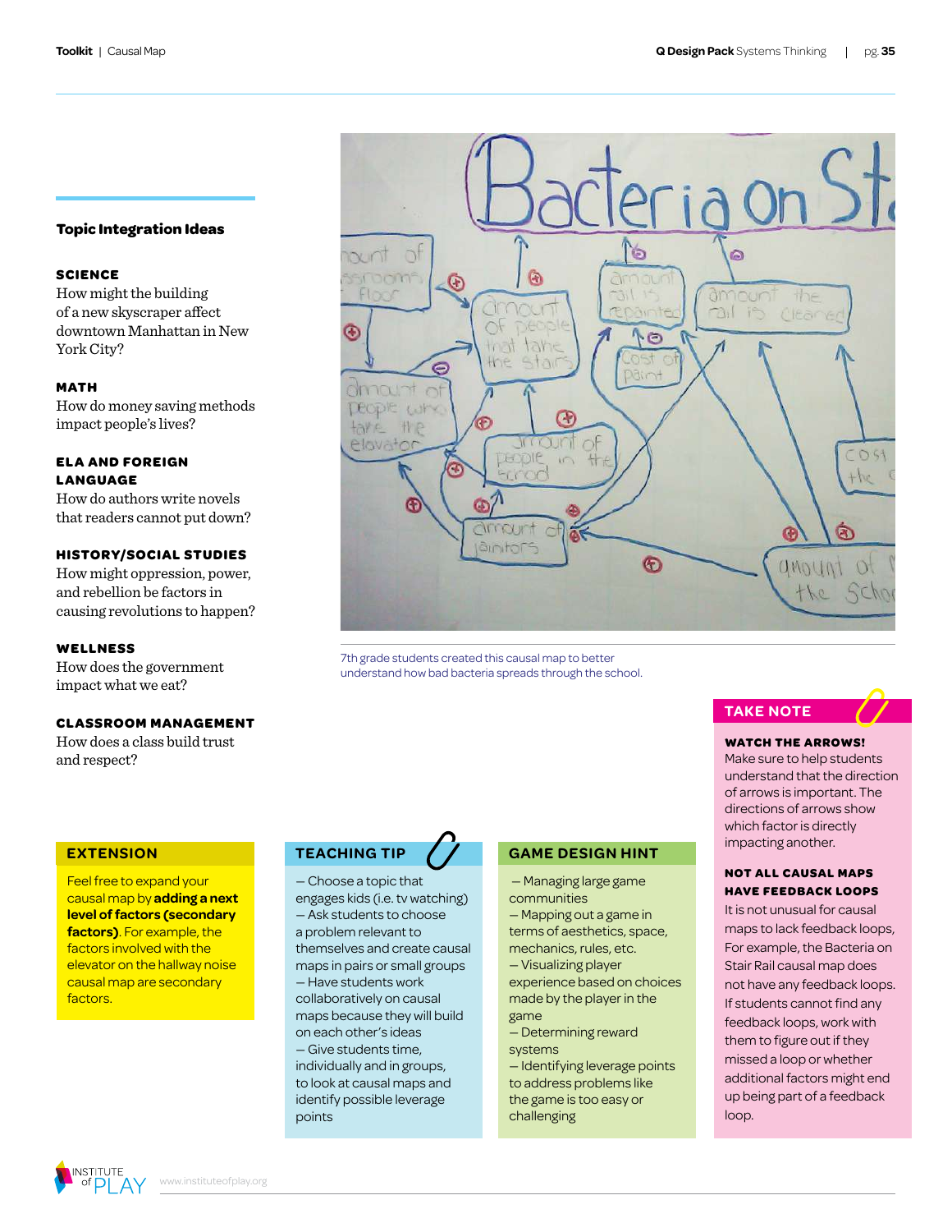## Topic Integration Ideas

**SCIENCE**
How might the building of a new skyscraper affect downtown Manhattan in New York City?

**MATH**
How do money saving methods impact people's lives?

**ELA AND FOREIGN LANGUAGE**
How do authors write novels that readers cannot put down?

**HISTORY/SOCIAL STUDIES**
How might oppression, power, and rebellion be factors in causing revolutions to happen?

**WELLNESS**
How does the government impact what we eat?

**CLASSROOM MANAGEMENT**
How does a class build trust and respect?

7th grade students created this causal map to better understand how bad bacteria spreads through the school.

## TAKE NOTE

**WATCH THE ARROWS!**
Make sure to help students understand that the direction of arrows is important. The directions of arrows show which factor is directly impacting another.

**NOT ALL CAUSAL MAPS HAVE FEEDBACK LOOPS**
It is not unusual for causal maps to lack feedback loops, For example, the Bacteria on Stair Rail causal map does not have any feedback loops. If students cannot find any feedback loops, work with them to figure out if they missed a loop or whether additional factors might end up being part of a feedback loop.

## EXTENSION

Feel free to expand your causal map by **adding a next level of factors (secondary factors)**. For example, the factors involved with the elevator on the hallway noise causal map are secondary factors.

## TEACHING TIP

– Choose a topic that engages kids (i.e. tv watching)
– Ask students to choose a problem relevant to themselves and create causal maps in pairs or small groups
– Have students work collaboratively on causal maps because they will build on each other's ideas
– Give students time, individually and in groups, to look at causal maps and identify possible leverage points

## GAME DESIGN HINT

– Managing large game communities
– Mapping out a game in terms of aesthetics, space, mechanics, rules, etc.
– Visualizing player experience based on choices made by the player in the game
– Determining reward systems
– Identifying leverage points to address problems like the game is too easy or challenging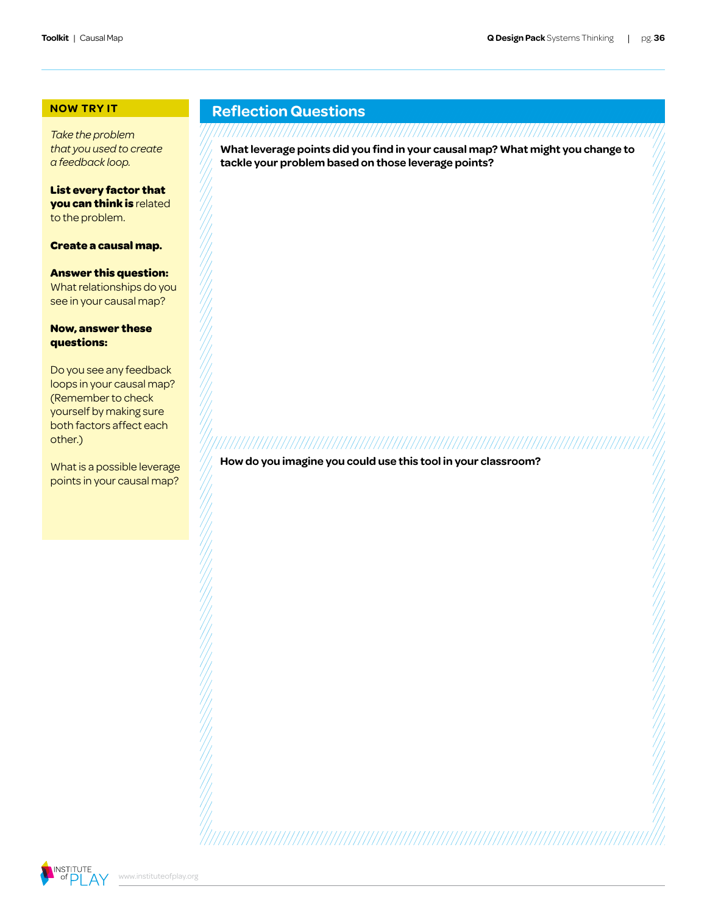## NOW TRY IT

*Take the problem that you used to create a feedback loop.*

**List every factor that you can think is** related to the problem.

**Create a causal map.**

**Answer this question:** What relationships do you see in your causal map?

**Now, answer these questions:**

Do you see any feedback loops in your causal map? (Remember to check yourself by making sure both factors affect each other.)

What is a possible leverage points in your causal map?

## Reflection Questions

**What leverage points did you find in your causal map? What might you change to tackle your problem based on those leverage points?**

**How do you imagine you could use this tool in your classroom?**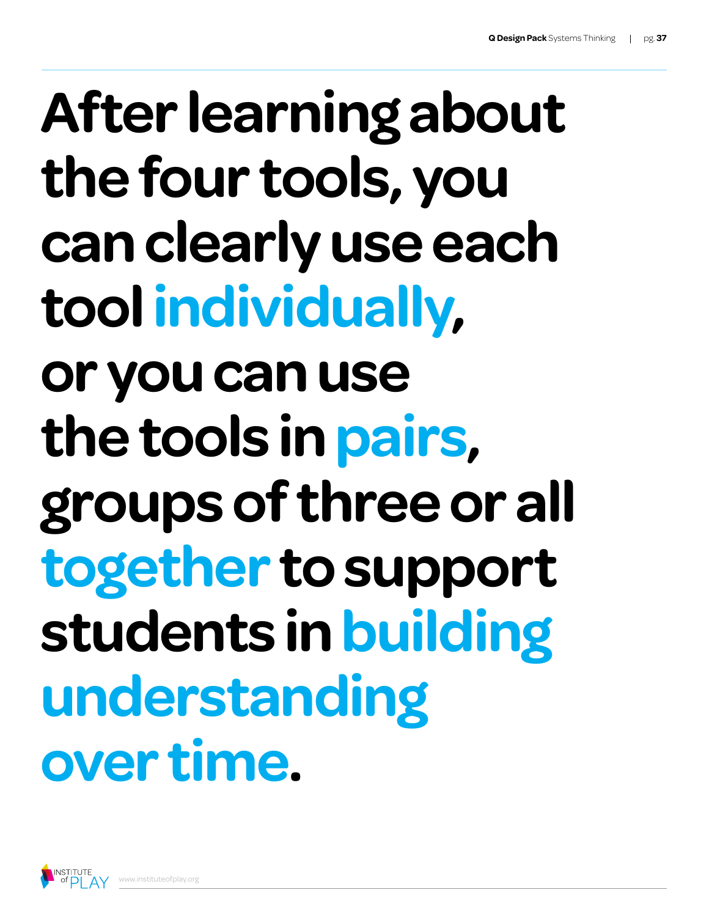# After learning about the four tools, you can clearly use each tool individually, or you can use the tools in pairs, groups of three or all together to support students in building understanding over time.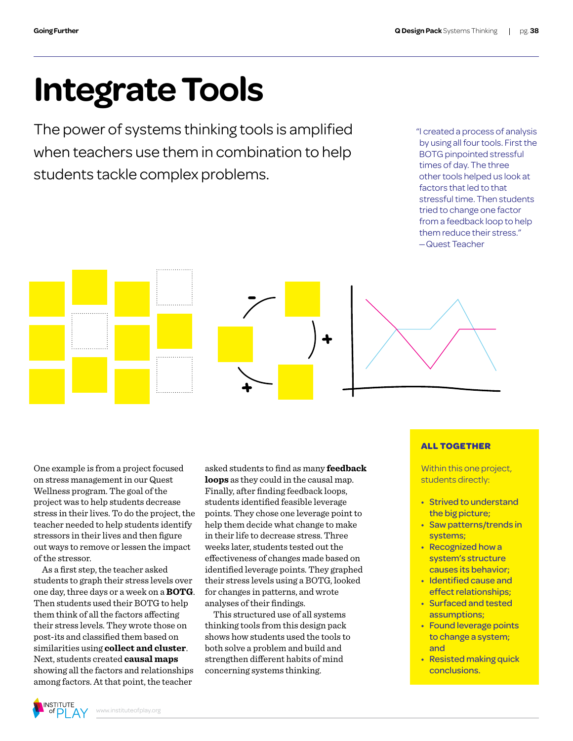# Integrate Tools

The power of systems thinking tools is amplified when teachers use them in combination to help students tackle complex problems.

> "I created a process of analysis by using all four tools. First the BOTG pinpointed stressful times of day. The three other tools helped us look at factors that led to that stressful time. Then students tried to change one factor from a feedback loop to help them reduce their stress."
> —Quest Teacher

One example is from a project focused on stress management in our Quest Wellness program. The goal of the project was to help students decrease stress in their lives. To do the project, the teacher needed to help students identify stressors in their lives and then figure out ways to remove or lessen the impact of the stressor.

As a first step, the teacher asked students to graph their stress levels over one day, three days or a week on a **BOTG**. Then students used their BOTG to help them think of all the factors affecting their stress levels. They wrote those on post-its and classified them based on similarities using **collect and cluster**. Next, students created **causal maps** showing all the factors and relationships among factors. At that point, the teacher asked students to find as many **feedback loops** as they could in the causal map. Finally, after finding feedback loops, students identified feasible leverage points. They chose one leverage point to help them decide what change to make in their life to decrease stress. Three weeks later, students tested out the effectiveness of changes made based on identified leverage points. They graphed their stress levels using a BOTG, looked for changes in patterns, and wrote analyses of their findings.

This structured use of all systems thinking tools from this design pack shows how students used the tools to both solve a problem and build and strengthen different habits of mind concerning systems thinking.

### ALL TOGETHER

Within this one project, students directly:

- Strived to understand the big picture;
- Saw patterns/trends in systems;
- Recognized how a system's structure causes its behavior;
- Identified cause and effect relationships;
- Surfaced and tested assumptions;
- Found leverage points to change a system; and
- Resisted making quick conclusions.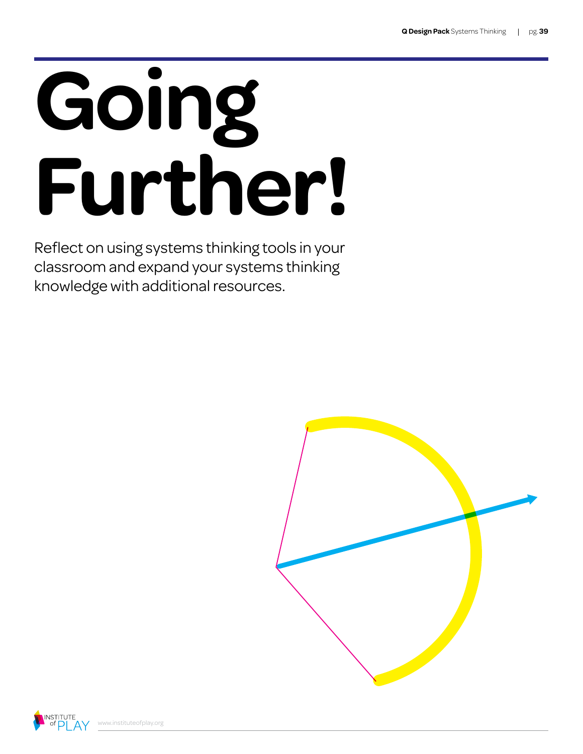# Going Further!

Reflect on using systems thinking tools in your classroom and expand your systems thinking knowledge with additional resources.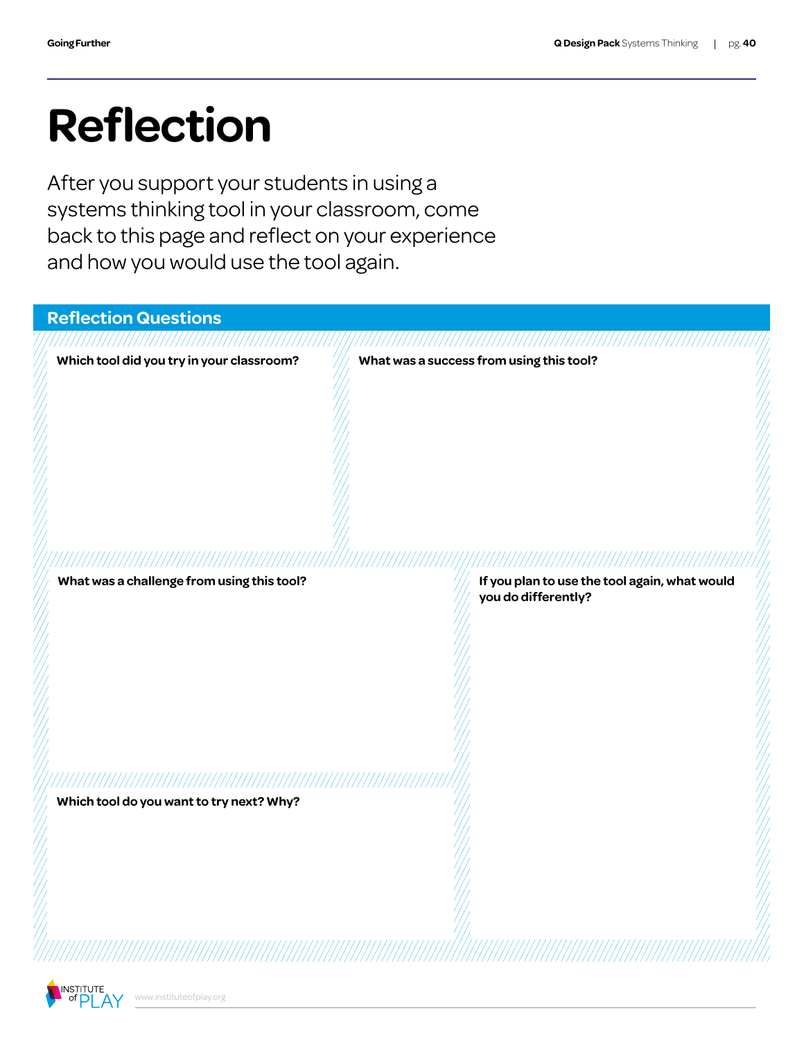# Reflection

After you support your students in using a systems thinking tool in your classroom, come back to this page and reflect on your experience and how you would use the tool again.

## Reflection Questions

**Which tool did you try in your classroom?**

**What was a success from using this tool?**

**What was a challenge from using this tool?**

**If you plan to use the tool again, what would you do differently?**

**Which tool do you want to try next? Why?**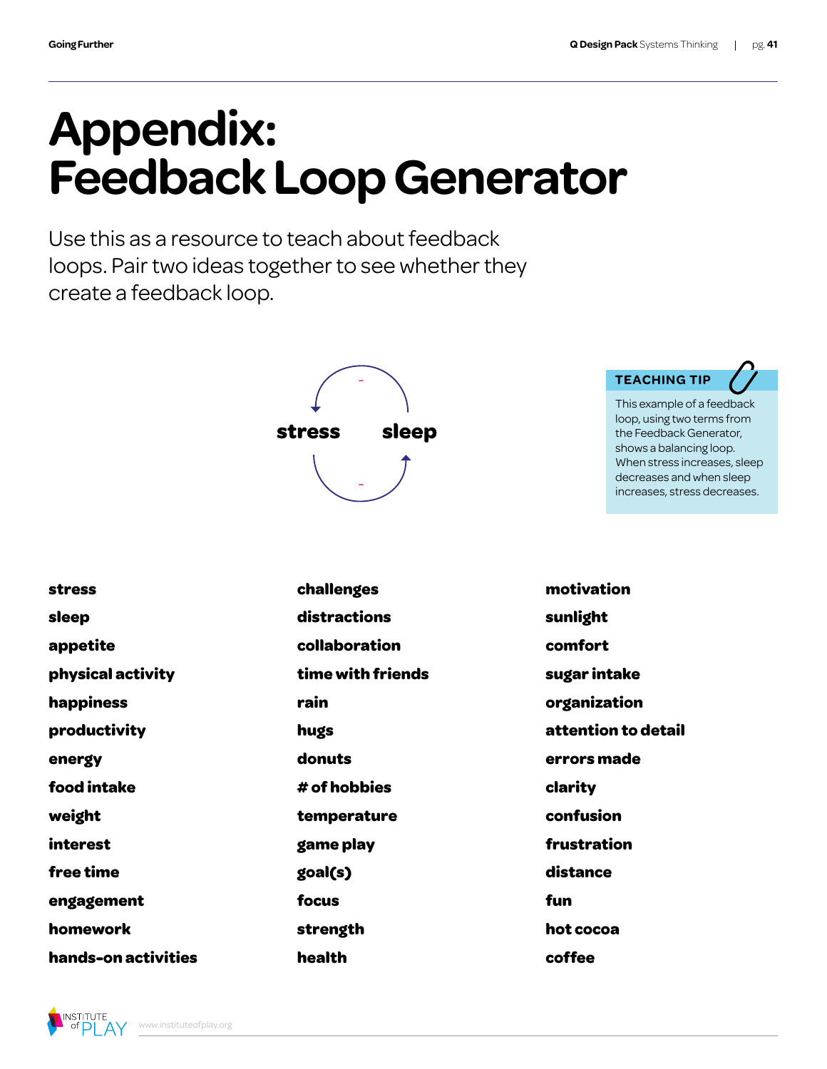# Appendix: Feedback Loop Generator

Use this as a resource to teach about feedback loops. Pair two ideas together to see whether they create a feedback loop.

stress - sleep -

**TEACHING TIP**

This example of a feedback loop, using two terms from the Feedback Generator, shows a balancing loop. When stress increases, sleep decreases and when sleep increases, stress decreases.

**stress**
**sleep**
**appetite**
**physical activity**
**happiness**
**productivity**
**energy**
**food intake**
**weight**
**interest**
**free time**
**engagement**
**homework**
**hands-on activities**

**challenges**
**distractions**
**collaboration**
**time with friends**
**rain**
**hugs**
**donuts**
**# of hobbies**
**temperature**
**game play**
**goal(s)**
**focus**
**strength**
**health**

**motivation**
**sunlight**
**comfort**
**sugar intake**
**organization**
**attention to detail**
**errors made**
**clarity**
**confusion**
**frustration**
**distance**
**fun**
**hot cocoa**
**coffee**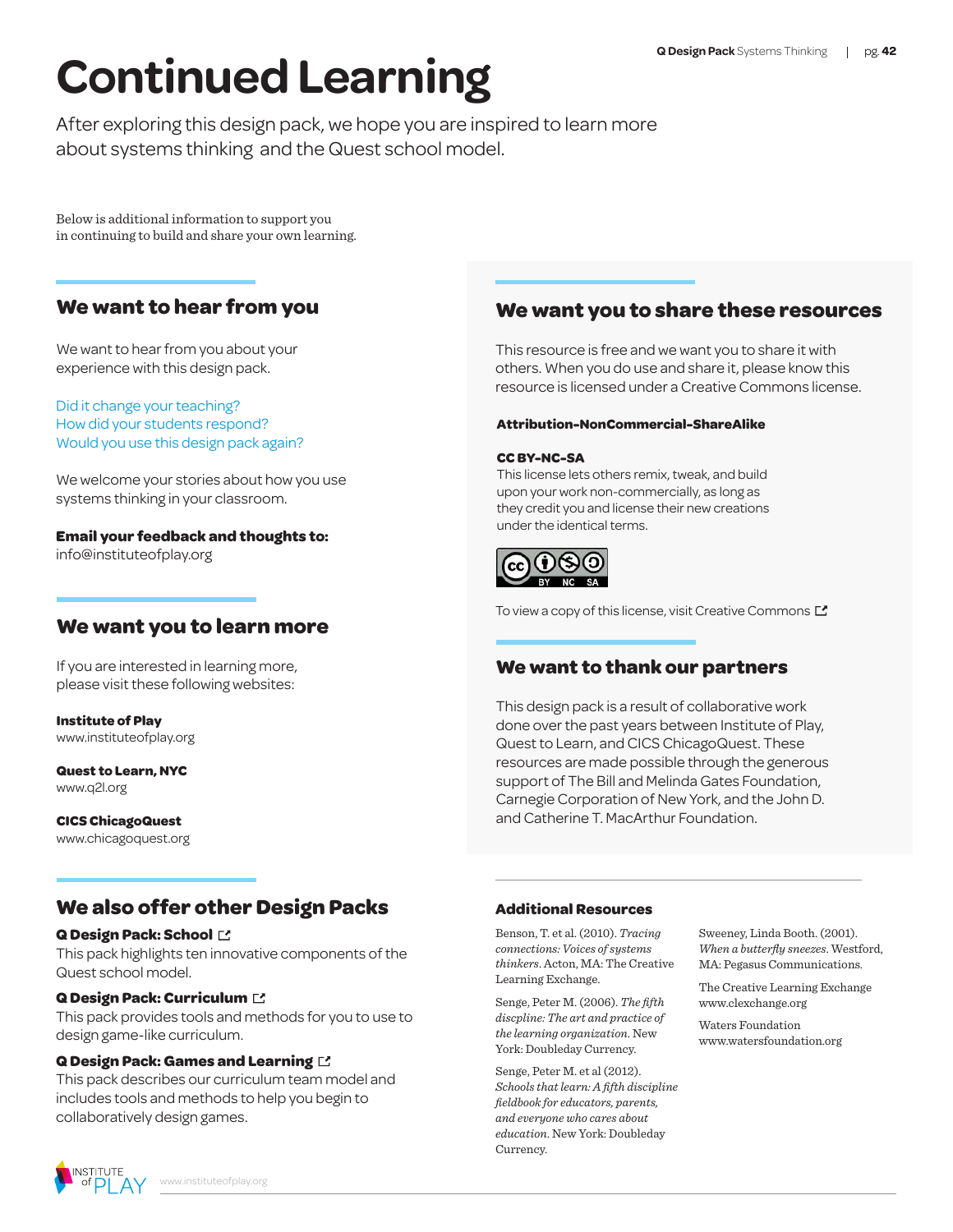# Continued Learning

After exploring this design pack, we hope you are inspired to learn more about systems thinking and the Quest school model.

Below is additional information to support you in continuing to build and share your own learning.

## We want to hear from you

We want to hear from you about your experience with this design pack.

Did it change your teaching?
How did your students respond?
Would you use this design pack again?

We welcome your stories about how you use systems thinking in your classroom.

**Email your feedback and thoughts to:**
info@instituteofplay.org

## We want you to learn more

If you are interested in learning more, please visit these following websites:

**Institute of Play**
www.instituteofplay.org

**Quest to Learn, NYC**
www.q2l.org

**CICS ChicagoQuest**
www.chicagoquest.org

## We also offer other Design Packs

**Q Design Pack: School**
This pack highlights ten innovative components of the Quest school model.

**Q Design Pack: Curriculum**
This pack provides tools and methods for you to use to design game-like curriculum.

**Q Design Pack: Games and Learning**
This pack describes our curriculum team model and includes tools and methods to help you begin to collaboratively design games.

## We want you to share these resources

This resource is free and we want you to share it with others. When you do use and share it, please know this resource is licensed under a Creative Commons license.

**Attribution-NonCommercial-ShareAlike**

**CC BY-NC-SA**
This license lets others remix, tweak, and build upon your work non-commercially, as long as they credit you and license their new creations under the identical terms.

To view a copy of this license, visit Creative Commons

## We want to thank our partners

This design pack is a result of collaborative work done over the past years between Institute of Play, Quest to Learn, and CICS ChicagoQuest. These resources are made possible through the generous support of The Bill and Melinda Gates Foundation, Carnegie Corporation of New York, and the John D. and Catherine T. MacArthur Foundation.

## Additional Resources

Benson, T. et al. (2010). *Tracing connections: Voices of systems thinkers*. Acton, MA: The Creative Learning Exchange.

Senge, Peter M. (2006). *The fifth discpline: The art and practice of the learning organization*. New York: Doubleday Currency.

Senge, Peter M. et al (2012). *Schools that learn: A fifth discipline fieldbook for educators, parents, and everyone who cares about education*. New York: Doubleday Currency.

Sweeney, Linda Booth. (2001). *When a butterfly sneezes*. Westford, MA: Pegasus Communications.

The Creative Learning Exchange
www.clexchange.org

Waters Foundation
www.watersfoundation.org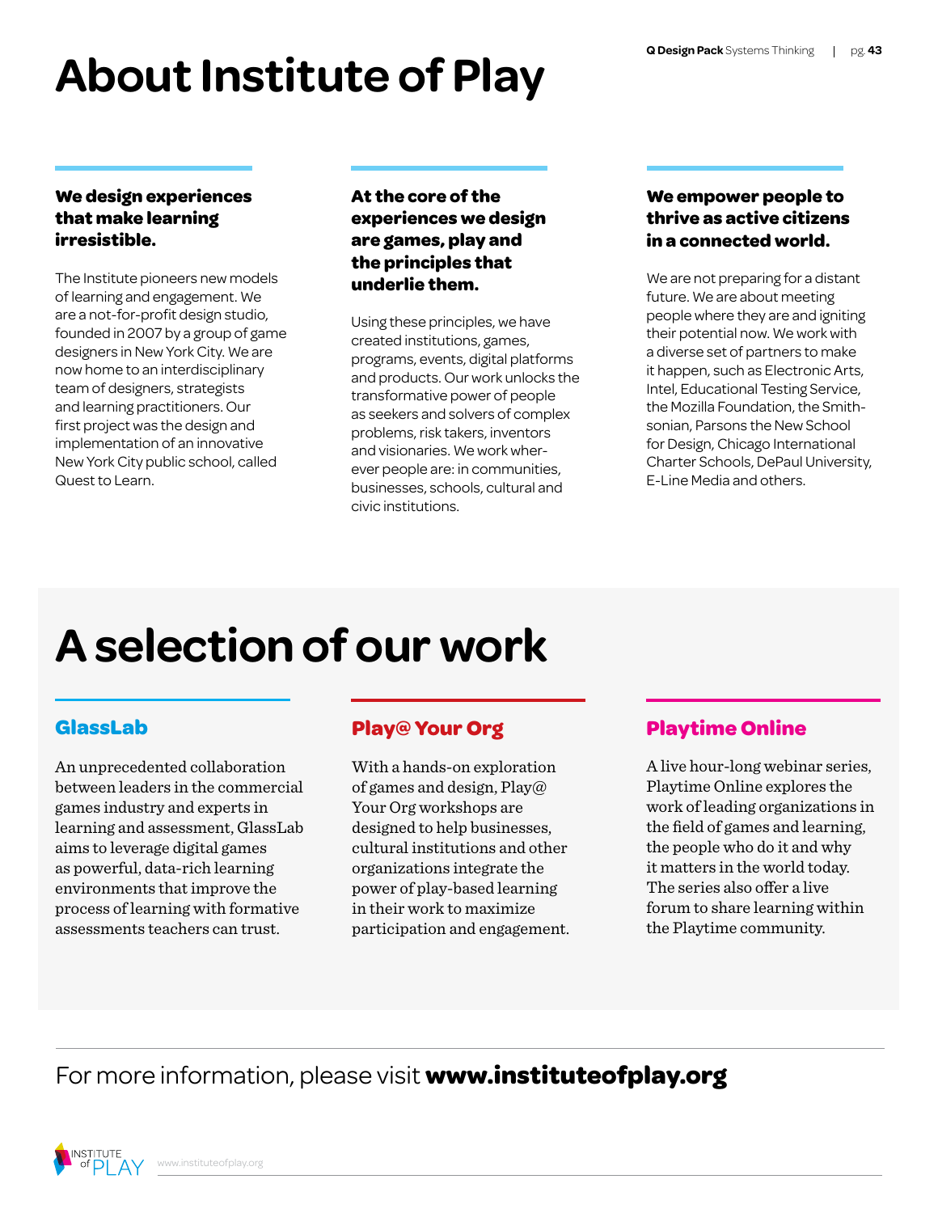# About Institute of Play

**We design experiences that make learning irresistible.**

The Institute pioneers new models of learning and engagement. We are a not-for-profit design studio, founded in 2007 by a group of game designers in New York City. We are now home to an interdisciplinary team of designers, strategists and learning practitioners. Our first project was the design and implementation of an innovative New York City public school, called Quest to Learn.

**At the core of the experiences we design are games, play and the principles that underlie them.**

Using these principles, we have created institutions, games, programs, events, digital platforms and products. Our work unlocks the transformative power of people as seekers and solvers of complex problems, risk takers, inventors and visionaries. We work wherever people are: in communities, businesses, schools, cultural and civic institutions.

**We empower people to thrive as active citizens in a connected world.**

We are not preparing for a distant future. We are about meeting people where they are and igniting their potential now. We work with a diverse set of partners to make it happen, such as Electronic Arts, Intel, Educational Testing Service, the Mozilla Foundation, the Smithsonian, Parsons the New School for Design, Chicago International Charter Schools, DePaul University, E-Line Media and others.

# A selection of our work

## GlassLab

An unprecedented collaboration between leaders in the commercial games industry and experts in learning and assessment, GlassLab aims to leverage digital games as powerful, data-rich learning environments that improve the process of learning with formative assessments teachers can trust.

## Play@ Your Org

With a hands-on exploration of games and design, Play@ Your Org workshops are designed to help businesses, cultural institutions and other organizations integrate the power of play-based learning in their work to maximize participation and engagement.

## Playtime Online

A live hour-long webinar series, Playtime Online explores the work of leading organizations in the field of games and learning, the people who do it and why it matters in the world today. The series also offer a live forum to share learning within the Playtime community.

For more information, please visit **www.instituteofplay.org**